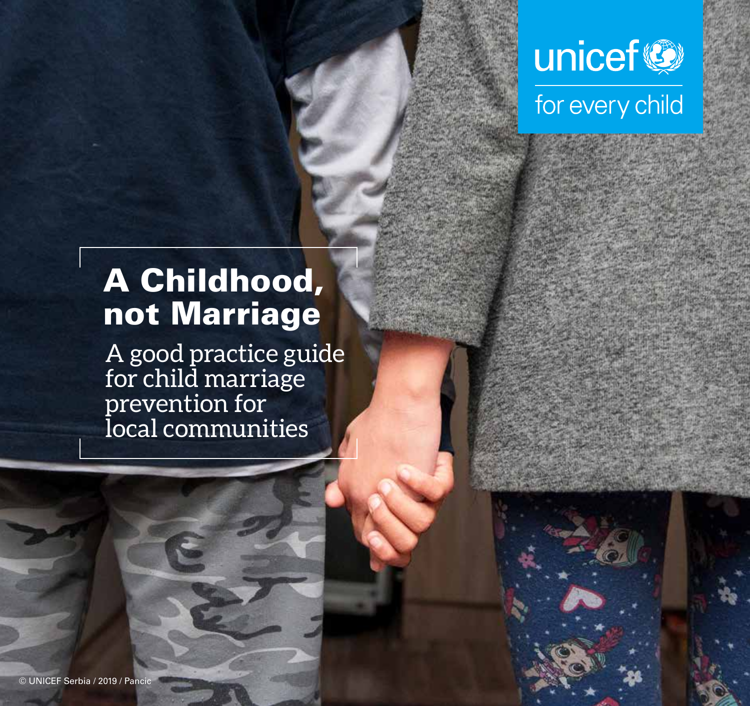unicef
for every child

# A Childhood, not Marriage

## A good practice guide for child marriage prevention for local communities

© UNICEF Serbia / 2019 / Pancic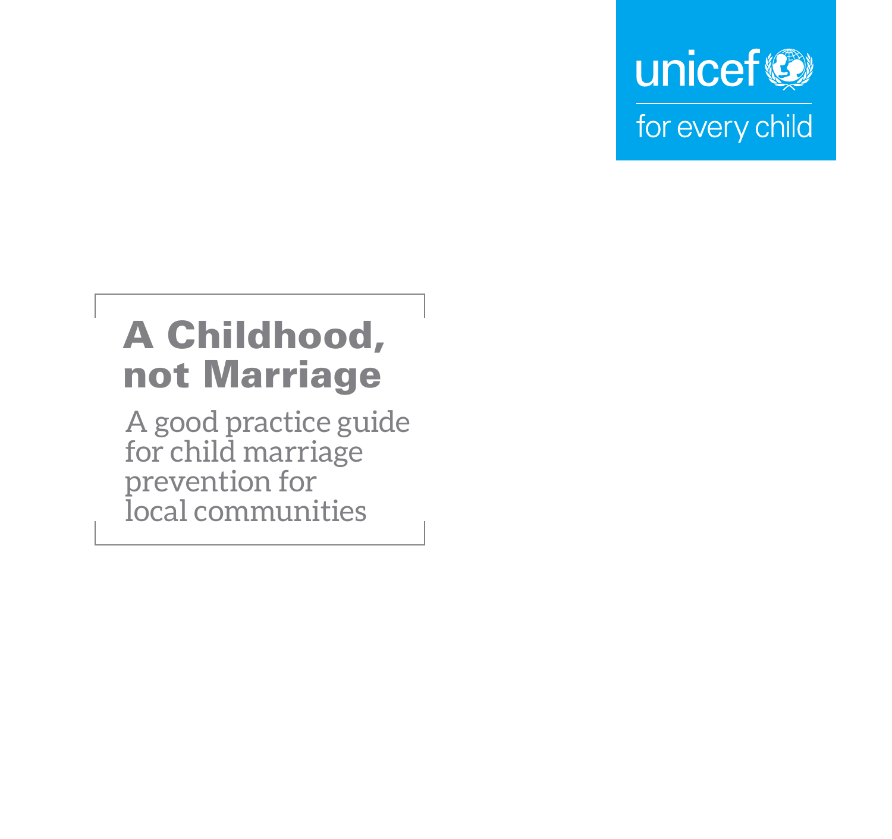unicef
for every child

# A Childhood, not Marriage

A good practice guide for child marriage prevention for local communities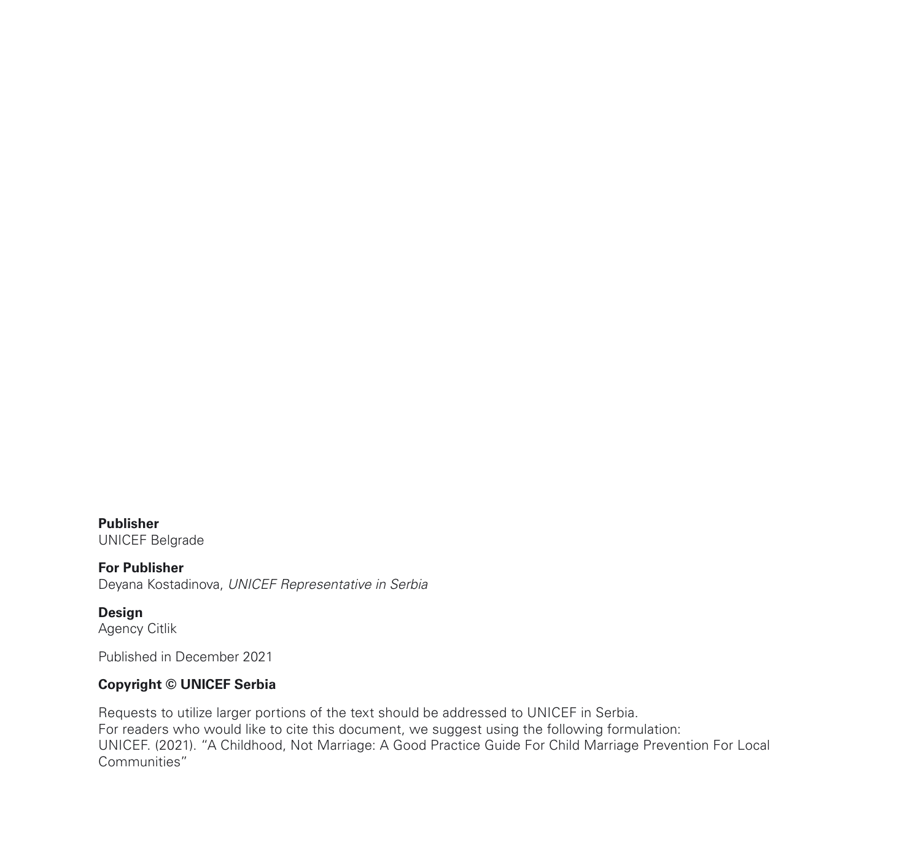**Publisher**
UNICEF Belgrade

**For Publisher**
Deyana Kostadinova, *UNICEF Representative in Serbia*

**Design**
Agency Citlik

Published in December 2021

**Copyright © UNICEF Serbia**

Requests to utilize larger portions of the text should be addressed to UNICEF in Serbia.
For readers who would like to cite this document, we suggest using the following formulation:
UNICEF. (2021). "A Childhood, Not Marriage: A Good Practice Guide For Child Marriage Prevention For Local Communities"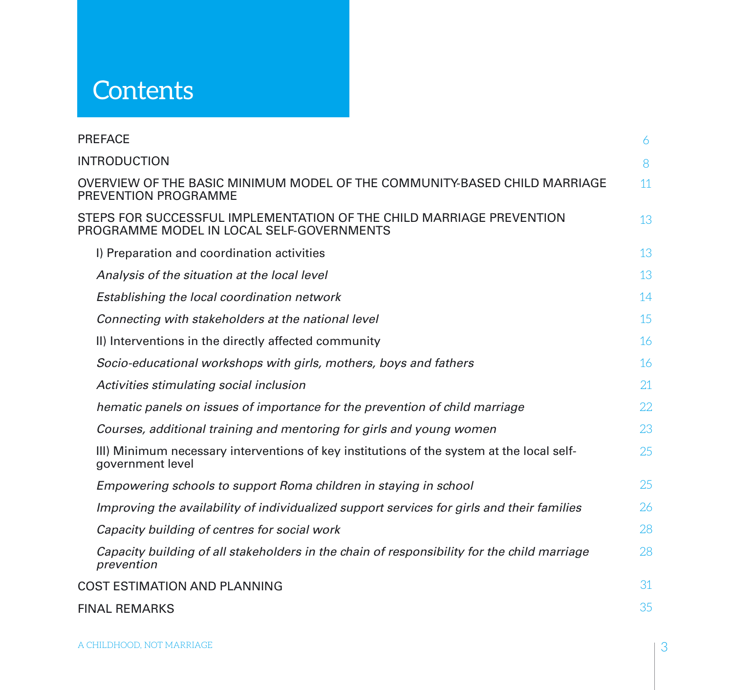# Contents

| | |
|---|---|
| PREFACE | 6 |
| INTRODUCTION | 8 |
| OVERVIEW OF THE BASIC MINIMUM MODEL OF THE COMMUNITY-BASED CHILD MARRIAGE PREVENTION PROGRAMME | 11 |
| STEPS FOR SUCCESSFUL IMPLEMENTATION OF THE CHILD MARRIAGE PREVENTION PROGRAMME MODEL IN LOCAL SELF-GOVERNMENTS | 13 |
| I) Preparation and coordination activities | 13 |
| *Analysis of the situation at the local level* | 13 |
| *Establishing the local coordination network* | 14 |
| *Connecting with stakeholders at the national level* | 15 |
| II) Interventions in the directly affected community | 16 |
| *Socio-educational workshops with girls, mothers, boys and fathers* | 16 |
| *Activities stimulating social inclusion* | 21 |
| *hematic panels on issues of importance for the prevention of child marriage* | 22 |
| *Courses, additional training and mentoring for girls and young women* | 23 |
| III) Minimum necessary interventions of key institutions of the system at the local self-government level | 25 |
| *Empowering schools to support Roma children in staying in school* | 25 |
| *Improving the availability of individualized support services for girls and their families* | 26 |
| *Capacity building of centres for social work* | 28 |
| *Capacity building of all stakeholders in the chain of responsibility for the child marriage prevention* | 28 |
| COST ESTIMATION AND PLANNING | 31 |
| FINAL REMARKS | 35 |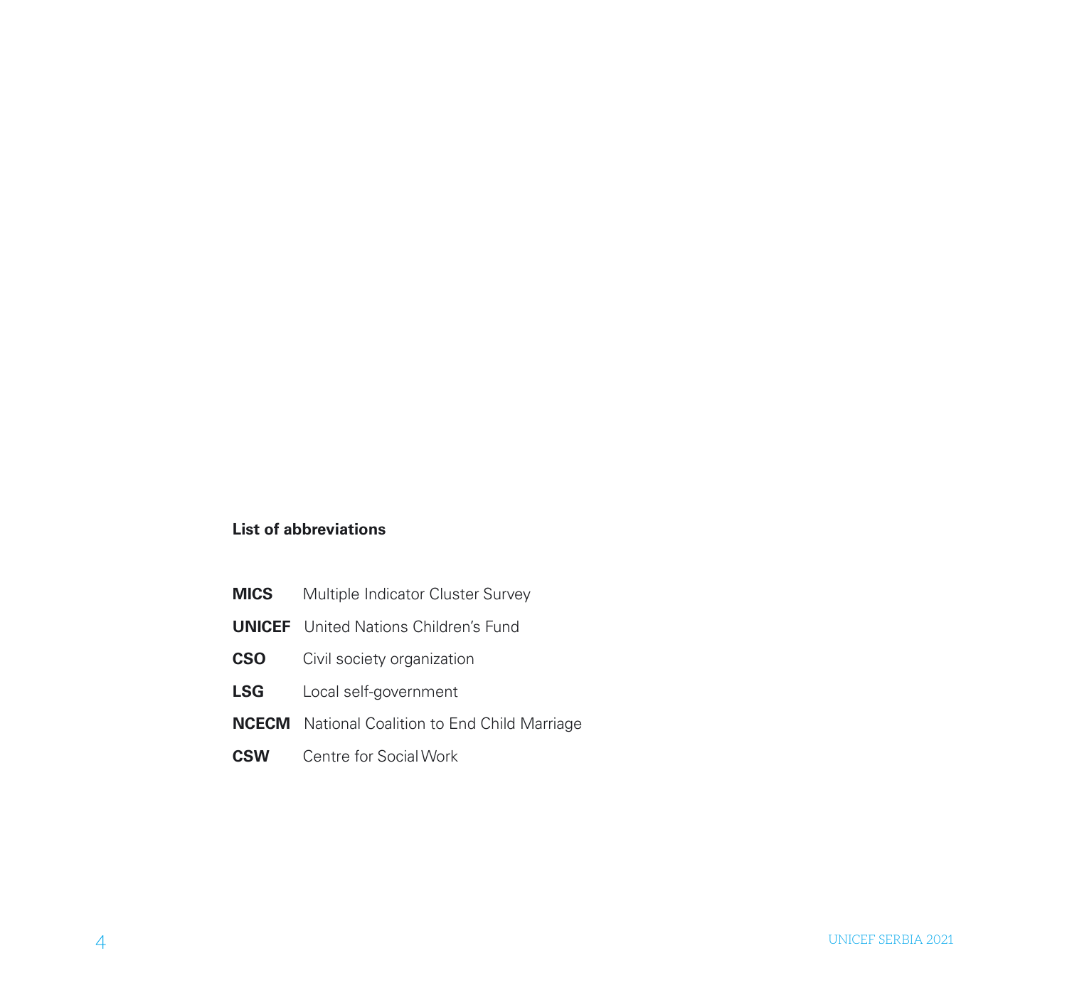**List of abbreviations**

**MICS** Multiple Indicator Cluster Survey

**UNICEF** United Nations Children's Fund

**CSO** Civil society organization

**LSG** Local self-government

**NCECM** National Coalition to End Child Marriage

**CSW** Centre for Social Work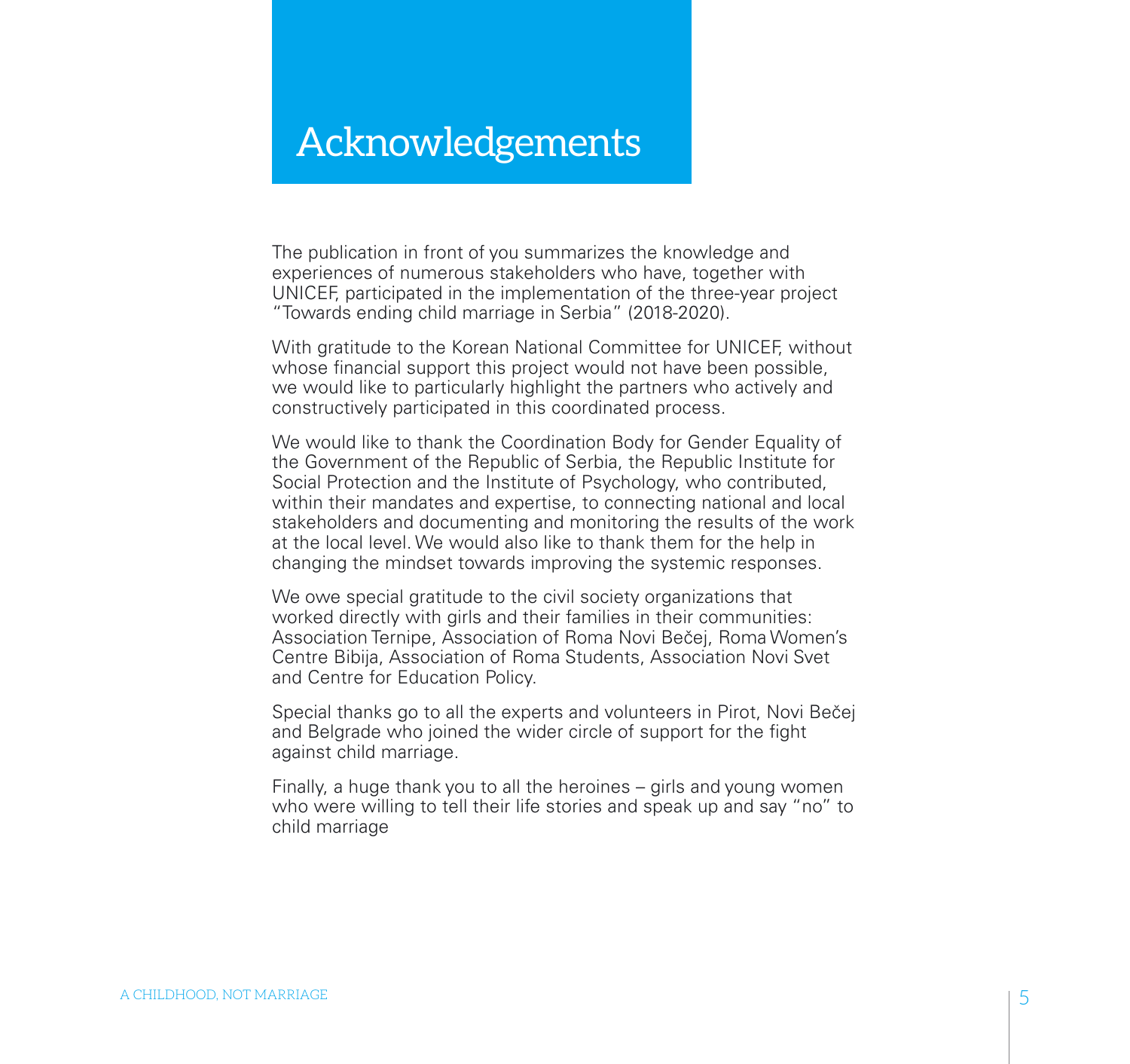# Acknowledgements

The publication in front of you summarizes the knowledge and experiences of numerous stakeholders who have, together with UNICEF, participated in the implementation of the three-year project "Towards ending child marriage in Serbia" (2018-2020).

With gratitude to the Korean National Committee for UNICEF, without whose financial support this project would not have been possible, we would like to particularly highlight the partners who actively and constructively participated in this coordinated process.

We would like to thank the Coordination Body for Gender Equality of the Government of the Republic of Serbia, the Republic Institute for Social Protection and the Institute of Psychology, who contributed, within their mandates and expertise, to connecting national and local stakeholders and documenting and monitoring the results of the work at the local level. We would also like to thank them for the help in changing the mindset towards improving the systemic responses.

We owe special gratitude to the civil society organizations that worked directly with girls and their families in their communities: Association Ternipe, Association of Roma Novi Bečej, Roma Women's Centre Bibija, Association of Roma Students, Association Novi Svet and Centre for Education Policy.

Special thanks go to all the experts and volunteers in Pirot, Novi Bečej and Belgrade who joined the wider circle of support for the fight against child marriage.

Finally, a huge thank you to all the heroines – girls and young women who were willing to tell their life stories and speak up and say "no" to child marriage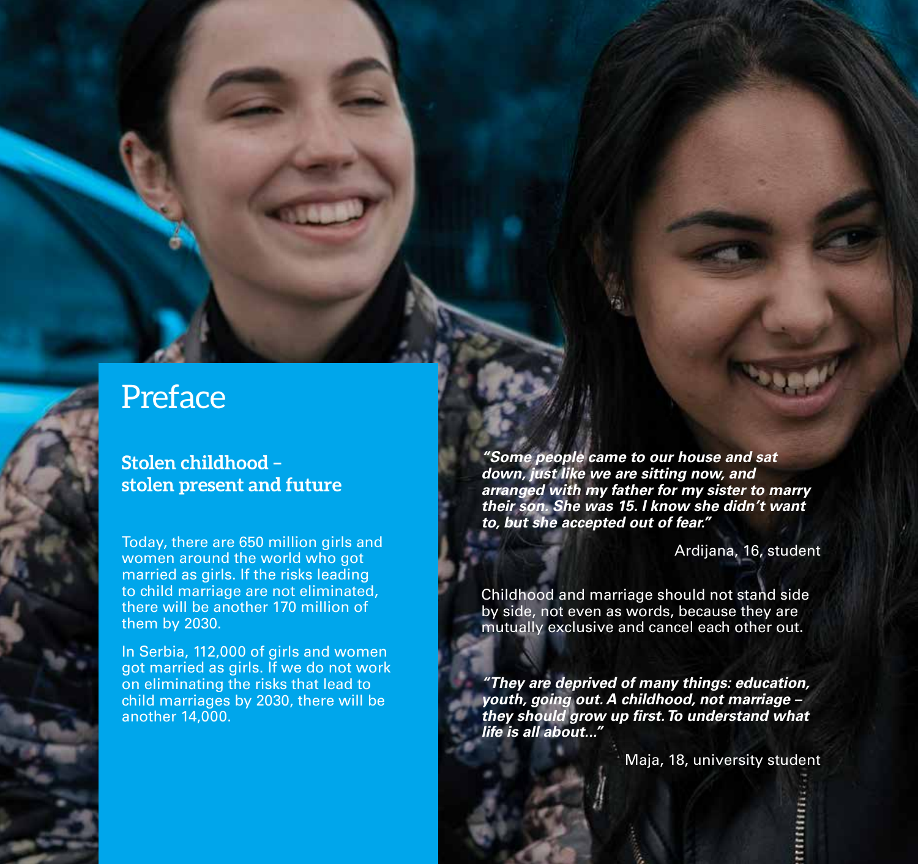# Preface

## Stolen childhood – stolen present and future

Today, there are 650 million girls and women around the world who got married as girls. If the risks leading to child marriage are not eliminated, there will be another 170 million of them by 2030.

In Serbia, 112,000 of girls and women got married as girls. If we do not work on eliminating the risks that lead to child marriages by 2030, there will be another 14,000.

***"Some people came to our house and sat down, just like we are sitting now, and arranged with my father for my sister to marry their son. She was 15. I know she didn't want to, but she accepted out of fear."***

Ardijana, 16, student

Childhood and marriage should not stand side by side, not even as words, because they are mutually exclusive and cancel each other out.

***"They are deprived of many things: education, youth, going out. A childhood, not marriage – they should grow up first. To understand what life is all about..."***

Maja, 18, university student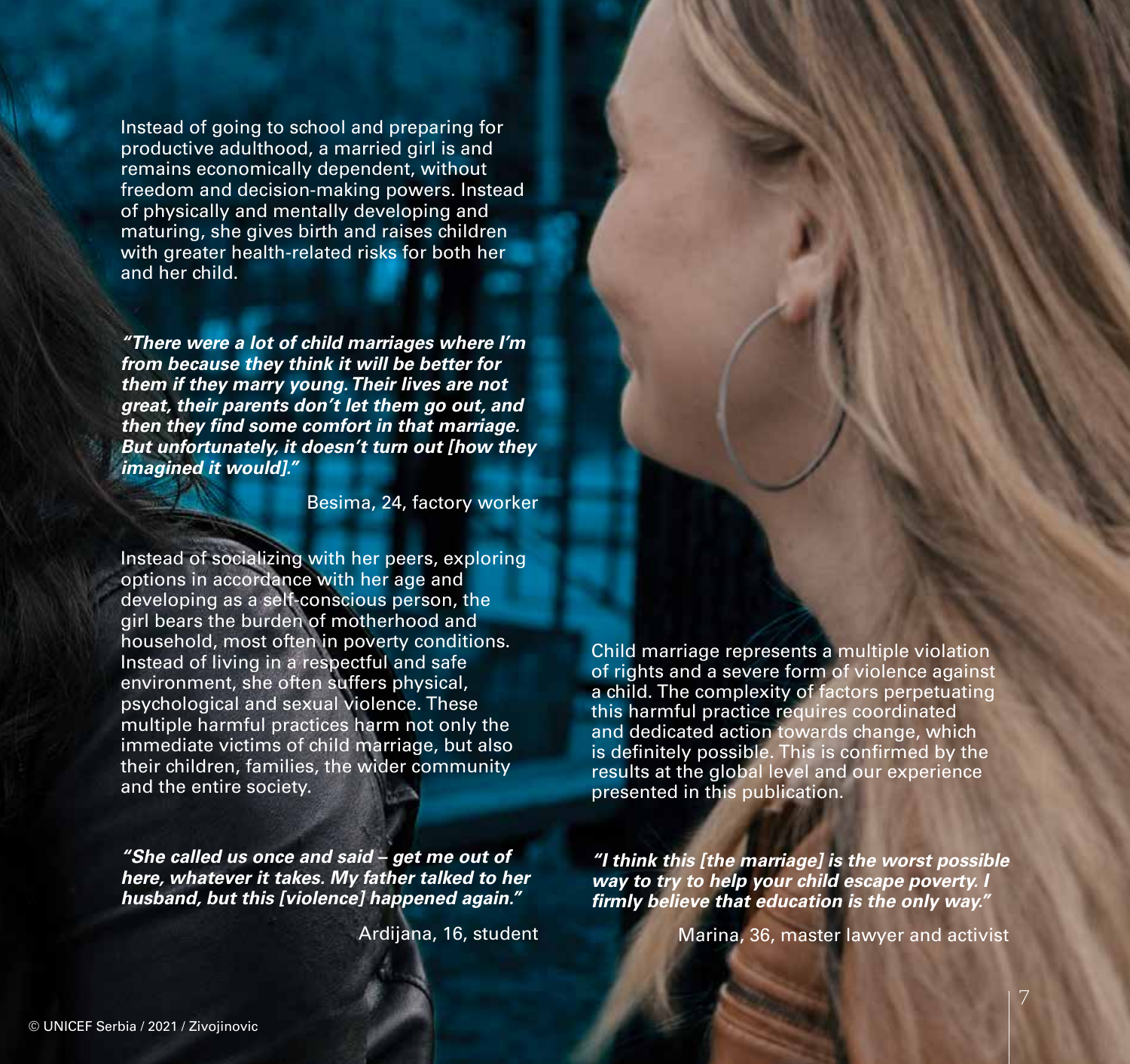Instead of going to school and preparing for productive adulthood, a married girl is and remains economically dependent, without freedom and decision-making powers. Instead of physically and mentally developing and maturing, she gives birth and raises children with greater health-related risks for both her and her child.

***"There were a lot of child marriages where I'm from because they think it will be better for them if they marry young. Their lives are not great, their parents don't let them go out, and then they find some comfort in that marriage. But unfortunately, it doesn't turn out [how they imagined it would]."***

Besima, 24, factory worker

Instead of socializing with her peers, exploring options in accordance with her age and developing as a self-conscious person, the girl bears the burden of motherhood and household, most often in poverty conditions. Instead of living in a respectful and safe environment, she often suffers physical, psychological and sexual violence. These multiple harmful practices harm not only the immediate victims of child marriage, but also their children, families, the wider community and the entire society.

***"She called us once and said – get me out of here, whatever it takes. My father talked to her husband, but this [violence] happened again."***

Ardijana, 16, student

Child marriage represents a multiple violation of rights and a severe form of violence against a child. The complexity of factors perpetuating this harmful practice requires coordinated and dedicated action towards change, which is definitely possible. This is confirmed by the results at the global level and our experience presented in this publication.

***"I think this [the marriage] is the worst possible way to try to help your child escape poverty. I firmly believe that education is the only way."***

Marina, 36, master lawyer and activist

© UNICEF Serbia / 2021 / Zivojinovic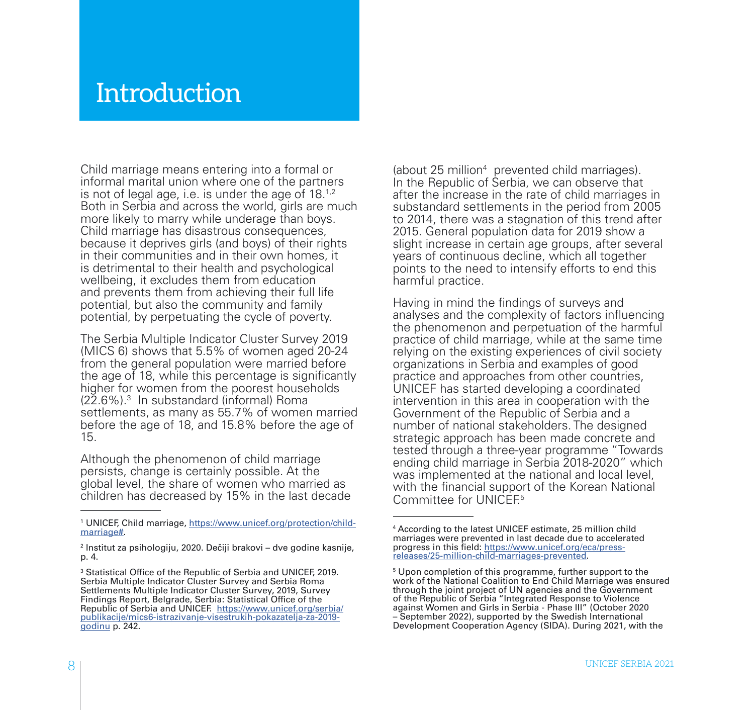# Introduction

Child marriage means entering into a formal or informal marital union where one of the partners is not of legal age, i.e. is under the age of 18.[1,2] Both in Serbia and across the world, girls are much more likely to marry while underage than boys. Child marriage has disastrous consequences, because it deprives girls (and boys) of their rights in their communities and in their own homes, it is detrimental to their health and psychological wellbeing, it excludes them from education and prevents them from achieving their full life potential, but also the community and family potential, by perpetuating the cycle of poverty.

The Serbia Multiple Indicator Cluster Survey 2019 (MICS 6) shows that 5.5% of women aged 20-24 from the general population were married before the age of 18, while this percentage is significantly higher for women from the poorest households (22.6%).[3] In substandard (informal) Roma settlements, as many as 55.7% of women married before the age of 18, and 15.8% before the age of 15.

Although the phenomenon of child marriage persists, change is certainly possible. At the global level, the share of women who married as children has decreased by 15% in the last decade (about 25 million[4] prevented child marriages). In the Republic of Serbia, we can observe that after the increase in the rate of child marriages in substandard settlements in the period from 2005 to 2014, there was a stagnation of this trend after 2015. General population data for 2019 show a slight increase in certain age groups, after several years of continuous decline, which all together points to the need to intensify efforts to end this harmful practice.

Having in mind the findings of surveys and analyses and the complexity of factors influencing the phenomenon and perpetuation of the harmful practice of child marriage, while at the same time relying on the existing experiences of civil society organizations in Serbia and examples of good practice and approaches from other countries, UNICEF has started developing a coordinated intervention in this area in cooperation with the Government of the Republic of Serbia and a number of national stakeholders. The designed strategic approach has been made concrete and tested through a three-year programme "Towards ending child marriage in Serbia 2018-2020" which was implemented at the national and local level, with the financial support of the Korean National Committee for UNICEF.[5]

---

[1] UNICEF, Child marriage, https://www.unicef.org/protection/child-marriage#.

[2] Institut za psihologiju, 2020. Dečiji brakovi – dve godine kasnije, p. 4.

[3] Statistical Office of the Republic of Serbia and UNICEF, 2019. Serbia Multiple Indicator Cluster Survey and Serbia Roma Settlements Multiple Indicator Cluster Survey, 2019, Survey Findings Report, Belgrade, Serbia: Statistical Office of the Republic of Serbia and UNICEF. https://www.unicef.org/serbia/publikacije/mics6-istrazivanje-visestrukih-pokazatelja-za-2019-godinu p. 242.

[4] According to the latest UNICEF estimate, 25 million child marriages were prevented in last decade due to accelerated progress in this field: https://www.unicef.org/eca/press-releases/25-million-child-marriages-prevented.

[5] Upon completion of this programme, further support to the work of the National Coalition to End Child Marriage was ensured through the joint project of UN agencies and the Government of the Republic of Serbia "Integrated Response to Violence against Women and Girls in Serbia - Phase III" (October 2020 – September 2022), supported by the Swedish International Development Cooperation Agency (SIDA). During 2021, with the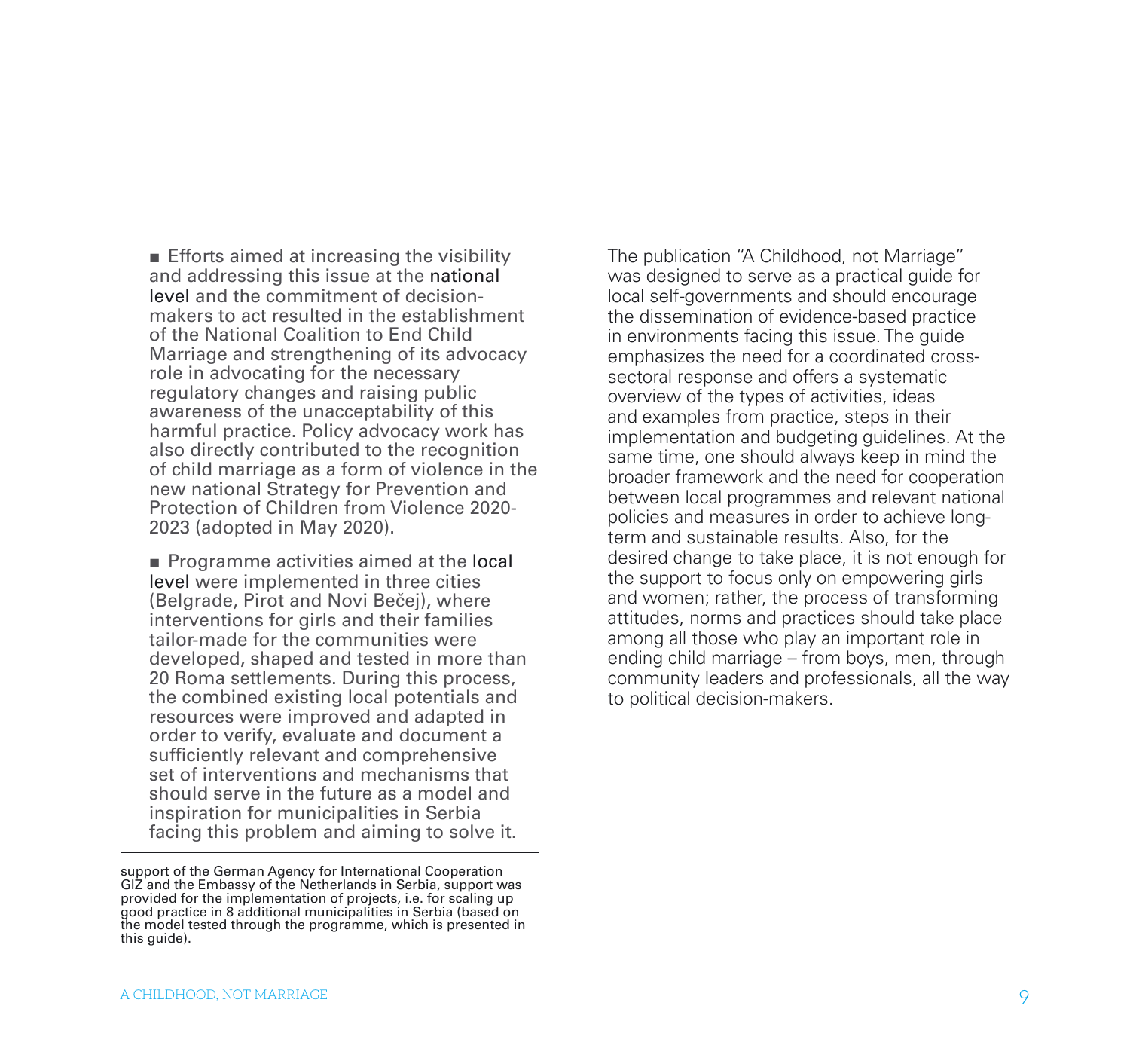■ Efforts aimed at increasing the visibility and addressing this issue at the national level and the commitment of decision-makers to act resulted in the establishment of the National Coalition to End Child Marriage and strengthening of its advocacy role in advocating for the necessary regulatory changes and raising public awareness of the unacceptability of this harmful practice. Policy advocacy work has also directly contributed to the recognition of child marriage as a form of violence in the new national Strategy for Prevention and Protection of Children from Violence 2020-2023 (adopted in May 2020).

■ Programme activities aimed at the local level were implemented in three cities (Belgrade, Pirot and Novi Bečej), where interventions for girls and their families tailor-made for the communities were developed, shaped and tested in more than 20 Roma settlements. During this process, the combined existing local potentials and resources were improved and adapted in order to verify, evaluate and document a sufficiently relevant and comprehensive set of interventions and mechanisms that should serve in the future as a model and inspiration for municipalities in Serbia facing this problem and aiming to solve it.

The publication "A Childhood, not Marriage" was designed to serve as a practical guide for local self-governments and should encourage the dissemination of evidence-based practice in environments facing this issue. The guide emphasizes the need for a coordinated cross-sectoral response and offers a systematic overview of the types of activities, ideas and examples from practice, steps in their implementation and budgeting guidelines. At the same time, one should always keep in mind the broader framework and the need for cooperation between local programmes and relevant national policies and measures in order to achieve long-term and sustainable results. Also, for the desired change to take place, it is not enough for the support to focus only on empowering girls and women; rather, the process of transforming attitudes, norms and practices should take place among all those who play an important role in ending child marriage – from boys, men, through community leaders and professionals, all the way to political decision-makers.

---

support of the German Agency for International Cooperation GIZ and the Embassy of the Netherlands in Serbia, support was provided for the implementation of projects, i.e. for scaling up good practice in 8 additional municipalities in Serbia (based on the model tested through the programme, which is presented in this guide).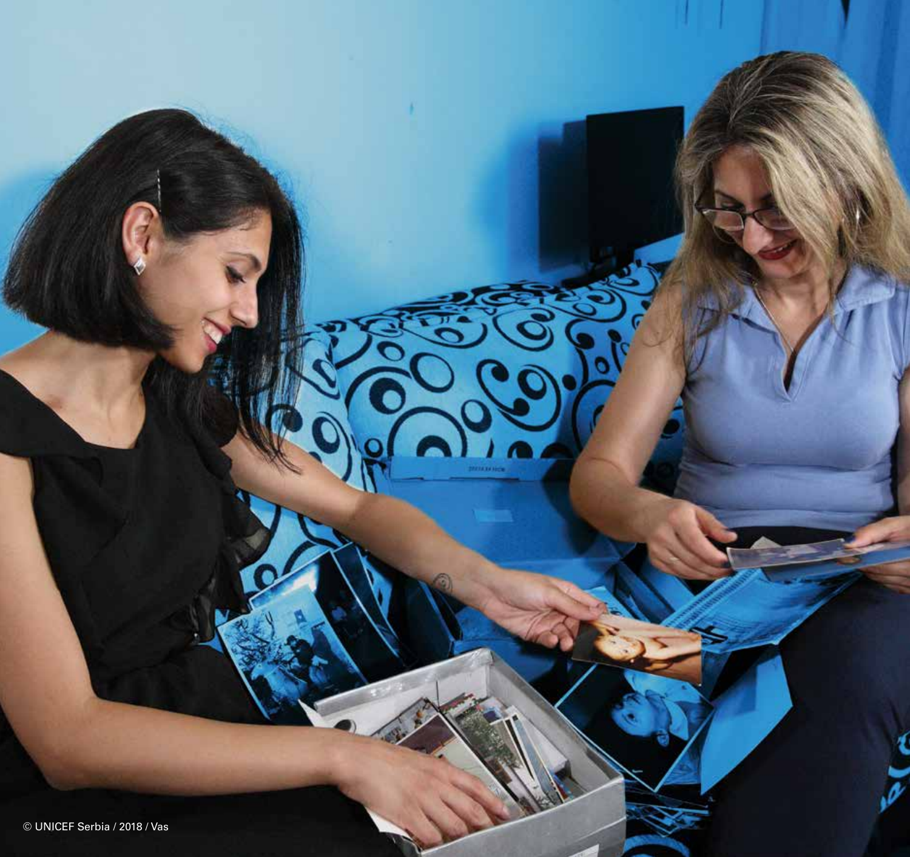© UNICEF Serbia / 2018 / Vas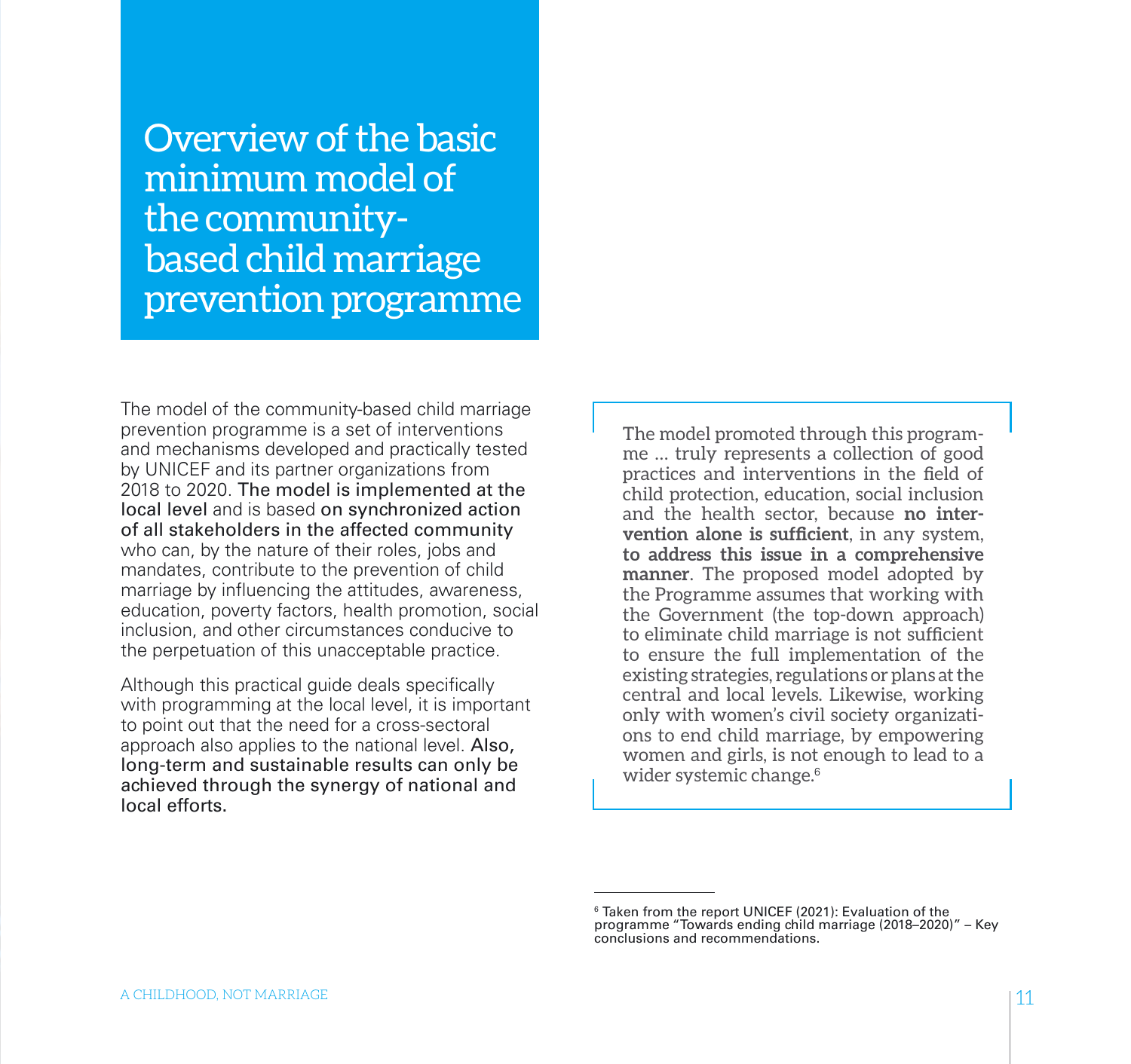# Overview of the basic minimum model of the community-based child marriage prevention programme

The model of the community-based child marriage prevention programme is a set of interventions and mechanisms developed and practically tested by UNICEF and its partner organizations from 2018 to 2020. The model is implemented at the local level and is based on synchronized action of all stakeholders in the affected community who can, by the nature of their roles, jobs and mandates, contribute to the prevention of child marriage by influencing the attitudes, awareness, education, poverty factors, health promotion, social inclusion, and other circumstances conducive to the perpetuation of this unacceptable practice.

Although this practical guide deals specifically with programming at the local level, it is important to point out that the need for a cross-sectoral approach also applies to the national level. Also, long-term and sustainable results can only be achieved through the synergy of national and local efforts.

> The model promoted through this programme … truly represents a collection of good practices and interventions in the field of child protection, education, social inclusion and the health sector, because **no intervention alone is sufficient**, in any system, **to address this issue in a comprehensive manner**. The proposed model adopted by the Programme assumes that working with the Government (the top-down approach) to eliminate child marriage is not sufficient to ensure the full implementation of the existing strategies, regulations or plans at the central and local levels. Likewise, working only with women's civil society organizations to end child marriage, by empowering women and girls, is not enough to lead to a wider systemic change.[6]

[6] Taken from the report UNICEF (2021): Evaluation of the programme "Towards ending child marriage (2018–2020)" – Key conclusions and recommendations.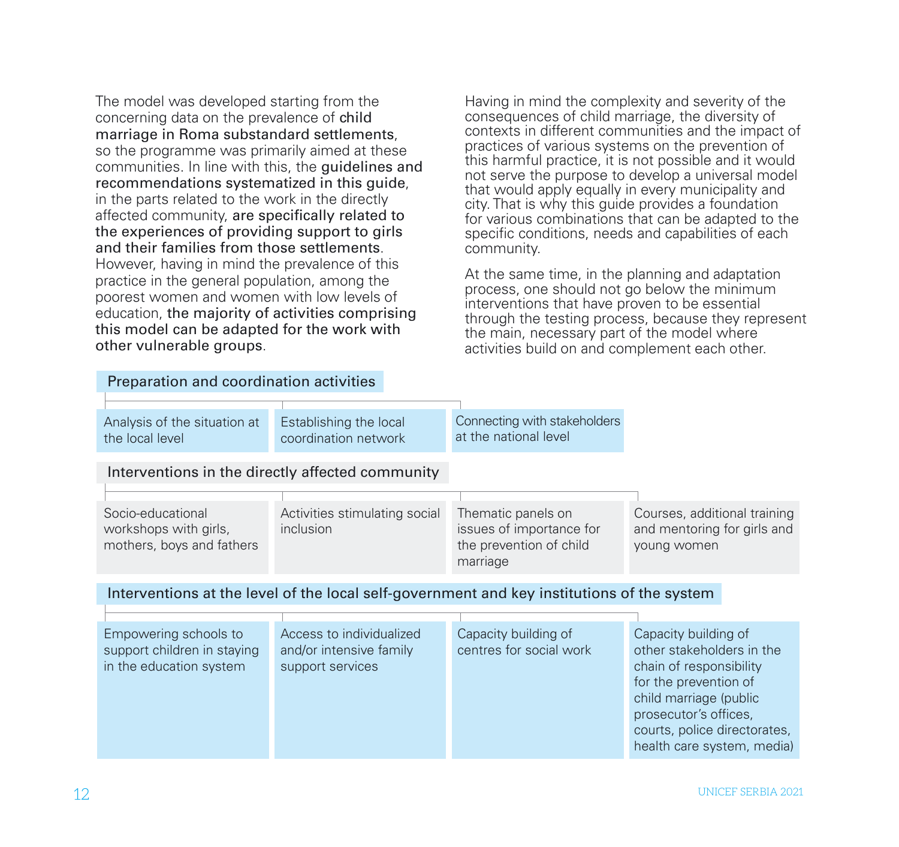The model was developed starting from the concerning data on the prevalence of **child marriage in Roma substandard settlements**, so the programme was primarily aimed at these communities. In line with this, the **guidelines and recommendations systematized in this guide**, in the parts related to the work in the directly affected community, **are specifically related to the experiences of providing support to girls and their families from those settlements**. However, having in mind the prevalence of this practice in the general population, among the poorest women and women with low levels of education, **the majority of activities comprising this model can be adapted for the work with other vulnerable groups**.

Having in mind the complexity and severity of the consequences of child marriage, the diversity of contexts in different communities and the impact of practices of various systems on the prevention of this harmful practice, it is not possible and it would not serve the purpose to develop a universal model that would apply equally in every municipality and city. That is why this guide provides a foundation for various combinations that can be adapted to the specific conditions, needs and capabilities of each community.

At the same time, in the planning and adaptation process, one should not go below the minimum interventions that have proven to be essential through the testing process, because they represent the main, necessary part of the model where activities build on and complement each other.

**Preparation and coordination activities**

- Analysis of the situation at the local level
- Establishing the local coordination network
- Connecting with stakeholders at the national level

**Interventions in the directly affected community**

- Socio-educational workshops with girls, mothers, boys and fathers
- Activities stimulating social inclusion
- Thematic panels on issues of importance for the prevention of child marriage
- Courses, additional training and mentoring for girls and young women

**Interventions at the level of the local self-government and key institutions of the system**

- Empowering schools to support children in staying in the education system
- Access to individualized and/or intensive family support services
- Capacity building of centres for social work
- Capacity building of other stakeholders in the chain of responsibility for the prevention of child marriage (public prosecutor's offices, courts, police directorates, health care system, media)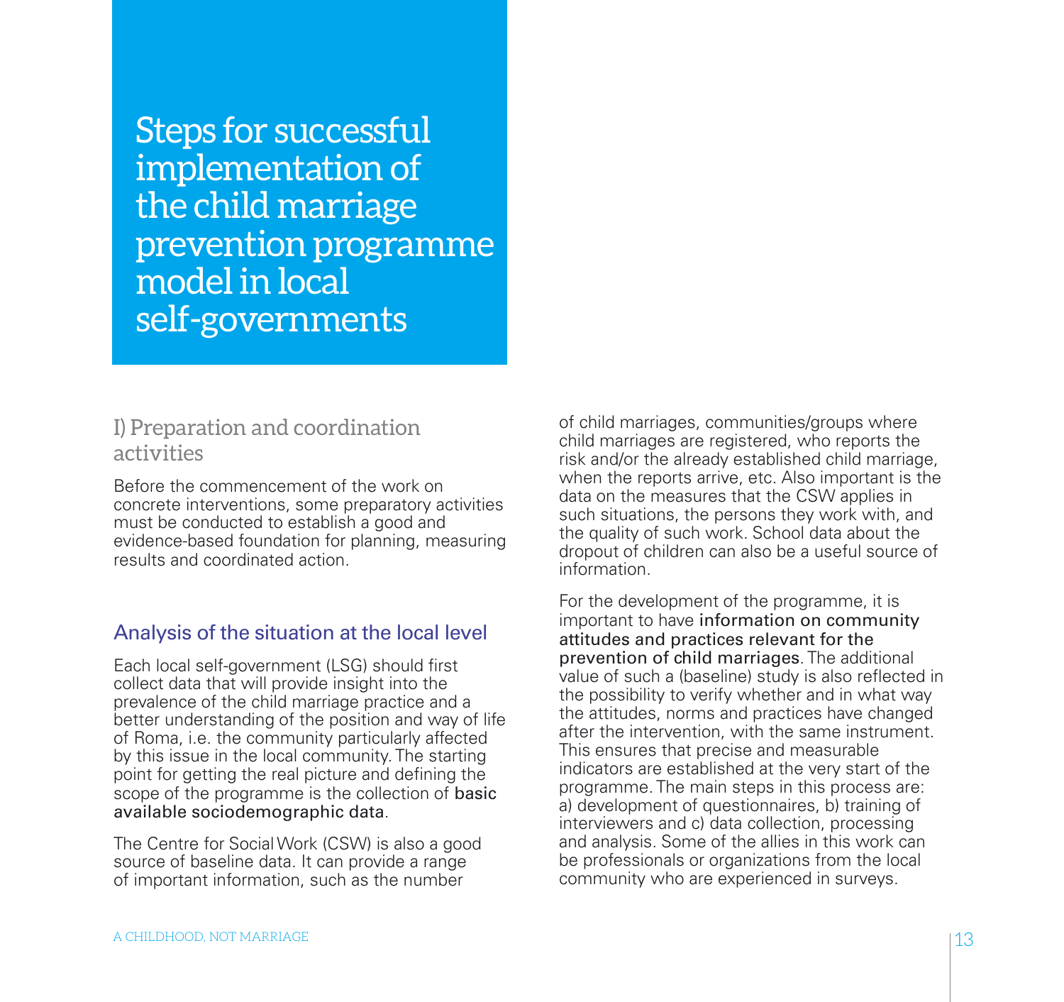# Steps for successful implementation of the child marriage prevention programme model in local self-governments

## I) Preparation and coordination activities

Before the commencement of the work on concrete interventions, some preparatory activities must be conducted to establish a good and evidence-based foundation for planning, measuring results and coordinated action.

### Analysis of the situation at the local level

Each local self-government (LSG) should first collect data that will provide insight into the prevalence of the child marriage practice and a better understanding of the position and way of life of Roma, i.e. the community particularly affected by this issue in the local community. The starting point for getting the real picture and defining the scope of the programme is the collection of **basic available sociodemographic data**.

The Centre for Social Work (CSW) is also a good source of baseline data. It can provide a range of important information, such as the number of child marriages, communities/groups where child marriages are registered, who reports the risk and/or the already established child marriage, when the reports arrive, etc. Also important is the data on the measures that the CSW applies in such situations, the persons they work with, and the quality of such work. School data about the dropout of children can also be a useful source of information.

For the development of the programme, it is important to have **information on community attitudes and practices relevant for the prevention of child marriages**. The additional value of such a (baseline) study is also reflected in the possibility to verify whether and in what way the attitudes, norms and practices have changed after the intervention, with the same instrument. This ensures that precise and measurable indicators are established at the very start of the programme. The main steps in this process are: a) development of questionnaires, b) training of interviewers and c) data collection, processing and analysis. Some of the allies in this work can be professionals or organizations from the local community who are experienced in surveys.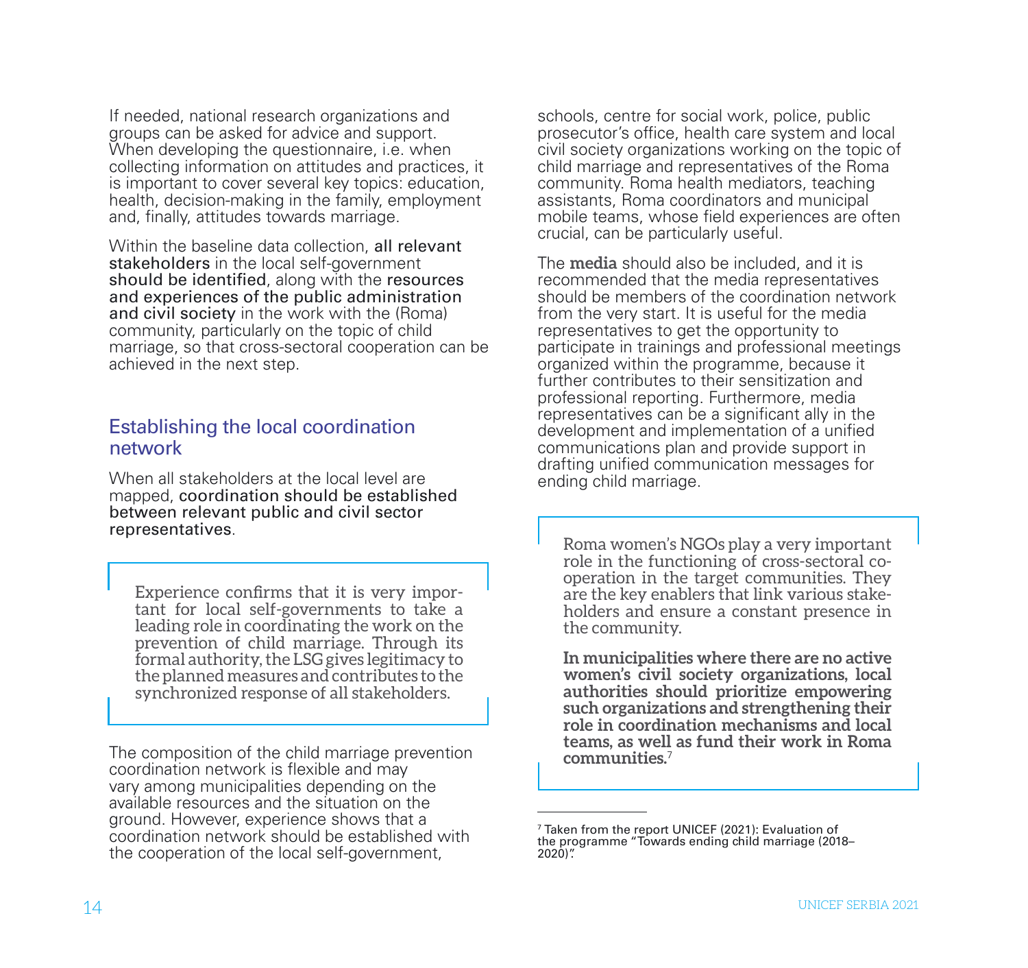If needed, national research organizations and groups can be asked for advice and support. When developing the questionnaire, i.e. when collecting information on attitudes and practices, it is important to cover several key topics: education, health, decision-making in the family, employment and, finally, attitudes towards marriage.

Within the baseline data collection, all relevant stakeholders in the local self-government should be identified, along with the resources and experiences of the public administration and civil society in the work with the (Roma) community, particularly on the topic of child marriage, so that cross-sectoral cooperation can be achieved in the next step.

## Establishing the local coordination network

When all stakeholders at the local level are mapped, coordination should be established between relevant public and civil sector representatives.

> Experience confirms that it is very important for local self-governments to take a leading role in coordinating the work on the prevention of child marriage. Through its formal authority, the LSG gives legitimacy to the planned measures and contributes to the synchronized response of all stakeholders.

The composition of the child marriage prevention coordination network is flexible and may vary among municipalities depending on the available resources and the situation on the ground. However, experience shows that a coordination network should be established with the cooperation of the local self-government, schools, centre for social work, police, public prosecutor's office, health care system and local civil society organizations working on the topic of child marriage and representatives of the Roma community. Roma health mediators, teaching assistants, Roma coordinators and municipal mobile teams, whose field experiences are often crucial, can be particularly useful.

The **media** should also be included, and it is recommended that the media representatives should be members of the coordination network from the very start. It is useful for the media representatives to get the opportunity to participate in trainings and professional meetings organized within the programme, because it further contributes to their sensitization and professional reporting. Furthermore, media representatives can be a significant ally in the development and implementation of a unified communications plan and provide support in drafting unified communication messages for ending child marriage.

> Roma women's NGOs play a very important role in the functioning of cross-sectoral co-operation in the target communities. They are the key enablers that link various stakeholders and ensure a constant presence in the community.
>
> **In municipalities where there are no active women's civil society organizations, local authorities should prioritize empowering such organizations and strengthening their role in coordination mechanisms and local teams, as well as fund their work in Roma communities.**[7]

[7] Taken from the report UNICEF (2021): Evaluation of the programme "Towards ending child marriage (2018–2020)".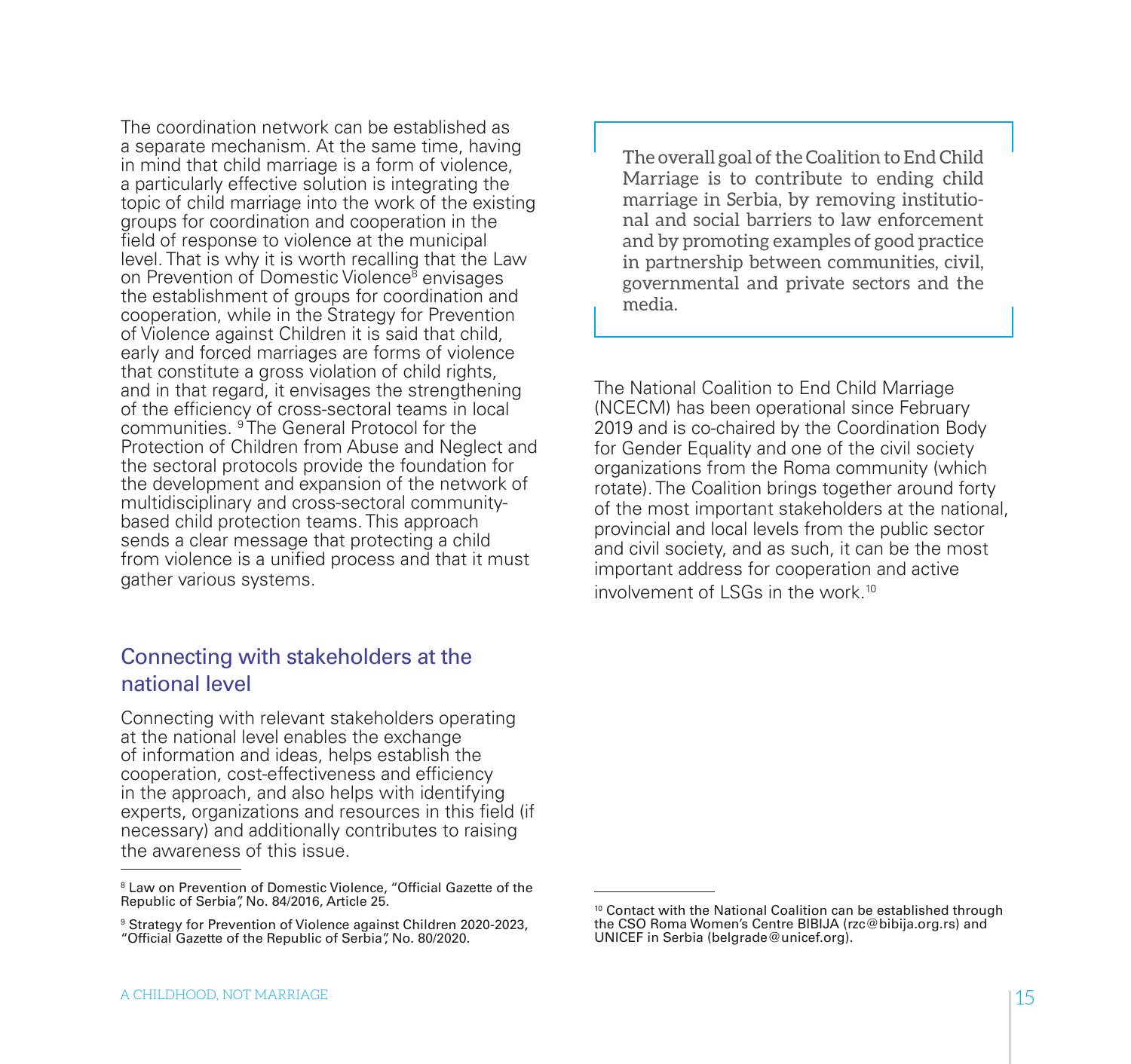The coordination network can be established as a separate mechanism. At the same time, having in mind that child marriage is a form of violence, a particularly effective solution is integrating the topic of child marriage into the work of the existing groups for coordination and cooperation in the field of response to violence at the municipal level. That is why it is worth recalling that the Law on Prevention of Domestic Violence[8] envisages the establishment of groups for coordination and cooperation, while in the Strategy for Prevention of Violence against Children it is said that child, early and forced marriages are forms of violence that constitute a gross violation of child rights, and in that regard, it envisages the strengthening of the efficiency of cross-sectoral teams in local communities. [9] The General Protocol for the Protection of Children from Abuse and Neglect and the sectoral protocols provide the foundation for the development and expansion of the network of multidisciplinary and cross-sectoral community-based child protection teams. This approach sends a clear message that protecting a child from violence is a unified process and that it must gather various systems.

## Connecting with stakeholders at the national level

Connecting with relevant stakeholders operating at the national level enables the exchange of information and ideas, helps establish the cooperation, cost-effectiveness and efficiency in the approach, and also helps with identifying experts, organizations and resources in this field (if necessary) and additionally contributes to raising the awareness of this issue.

> The overall goal of the Coalition to End Child Marriage is to contribute to ending child marriage in Serbia, by removing institutional and social barriers to law enforcement and by promoting examples of good practice in partnership between communities, civil, governmental and private sectors and the media.

The National Coalition to End Child Marriage (NCECM) has been operational since February 2019 and is co-chaired by the Coordination Body for Gender Equality and one of the civil society organizations from the Roma community (which rotate). The Coalition brings together around forty of the most important stakeholders at the national, provincial and local levels from the public sector and civil society, and as such, it can be the most important address for cooperation and active involvement of LSGs in the work.[10]

---

[8] Law on Prevention of Domestic Violence, "Official Gazette of the Republic of Serbia", No. 84/2016, Article 25.

[9] Strategy for Prevention of Violence against Children 2020-2023, "Official Gazette of the Republic of Serbia", No. 80/2020.

[10] Contact with the National Coalition can be established through the CSO Roma Women's Centre BIBIJA (rzc@bibija.org.rs) and UNICEF in Serbia (belgrade@unicef.org).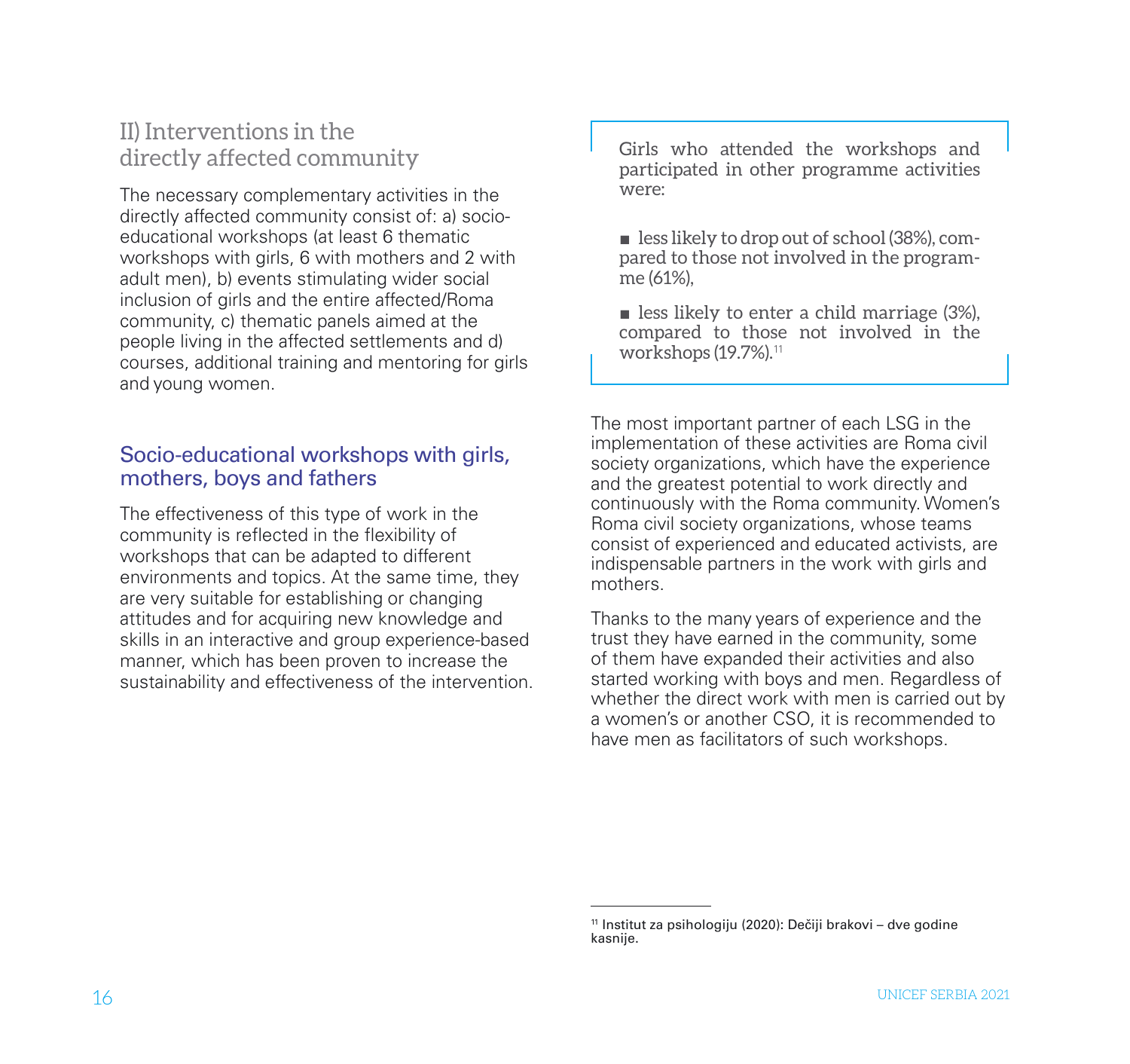## II) Interventions in the directly affected community

The necessary complementary activities in the directly affected community consist of: a) socio-educational workshops (at least 6 thematic workshops with girls, 6 with mothers and 2 with adult men), b) events stimulating wider social inclusion of girls and the entire affected/Roma community, c) thematic panels aimed at the people living in the affected settlements and d) courses, additional training and mentoring for girls and young women.

### Socio-educational workshops with girls, mothers, boys and fathers

The effectiveness of this type of work in the community is reflected in the flexibility of workshops that can be adapted to different environments and topics. At the same time, they are very suitable for establishing or changing attitudes and for acquiring new knowledge and skills in an interactive and group experience-based manner, which has been proven to increase the sustainability and effectiveness of the intervention.

> Girls who attended the workshops and participated in other programme activities were:
>
> - less likely to drop out of school (38%), compared to those not involved in the programme (61%),
> - less likely to enter a child marriage (3%), compared to those not involved in the workshops (19.7%).[11]

The most important partner of each LSG in the implementation of these activities are Roma civil society organizations, which have the experience and the greatest potential to work directly and continuously with the Roma community. Women's Roma civil society organizations, whose teams consist of experienced and educated activists, are indispensable partners in the work with girls and mothers.

Thanks to the many years of experience and the trust they have earned in the community, some of them have expanded their activities and also started working with boys and men. Regardless of whether the direct work with men is carried out by a women's or another CSO, it is recommended to have men as facilitators of such workshops.

---

[11] Institut za psihologiju (2020): Dečiji brakovi – dve godine kasnije.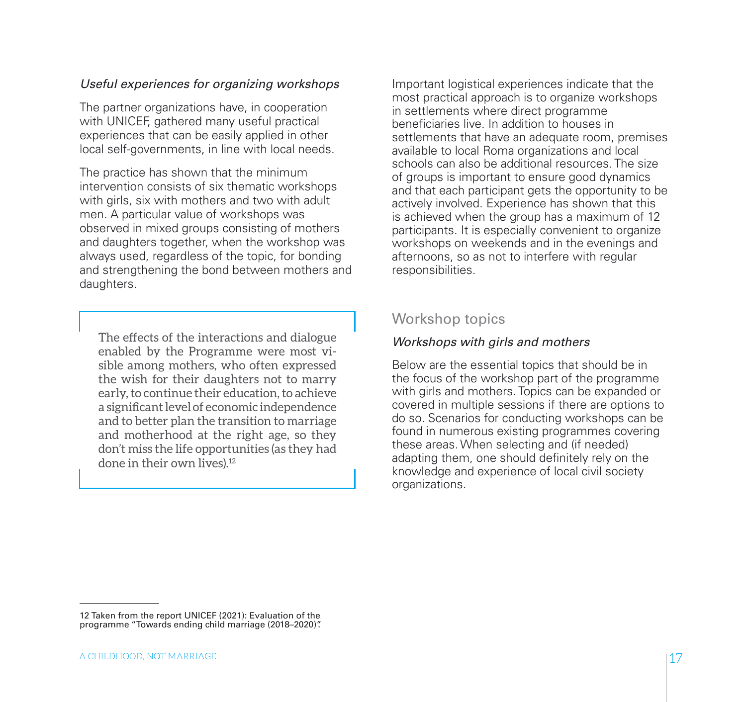*Useful experiences for organizing workshops*

The partner organizations have, in cooperation with UNICEF, gathered many useful practical experiences that can be easily applied in other local self-governments, in line with local needs.

The practice has shown that the minimum intervention consists of six thematic workshops with girls, six with mothers and two with adult men. A particular value of workshops was observed in mixed groups consisting of mothers and daughters together, when the workshop was always used, regardless of the topic, for bonding and strengthening the bond between mothers and daughters.

> The effects of the interactions and dialogue enabled by the Programme were most visible among mothers, who often expressed the wish for their daughters not to marry early, to continue their education, to achieve a significant level of economic independence and to better plan the transition to marriage and motherhood at the right age, so they don't miss the life opportunities (as they had done in their own lives).[12]

Important logistical experiences indicate that the most practical approach is to organize workshops in settlements where direct programme beneficiaries live. In addition to houses in settlements that have an adequate room, premises available to local Roma organizations and local schools can also be additional resources. The size of groups is important to ensure good dynamics and that each participant gets the opportunity to be actively involved. Experience has shown that this is achieved when the group has a maximum of 12 participants. It is especially convenient to organize workshops on weekends and in the evenings and afternoons, so as not to interfere with regular responsibilities.

## Workshop topics

*Workshops with girls and mothers*

Below are the essential topics that should be in the focus of the workshop part of the programme with girls and mothers. Topics can be expanded or covered in multiple sessions if there are options to do so. Scenarios for conducting workshops can be found in numerous existing programmes covering these areas. When selecting and (if needed) adapting them, one should definitely rely on the knowledge and experience of local civil society organizations.

---

12 Taken from the report UNICEF (2021): Evaluation of the programme "Towards ending child marriage (2018–2020)".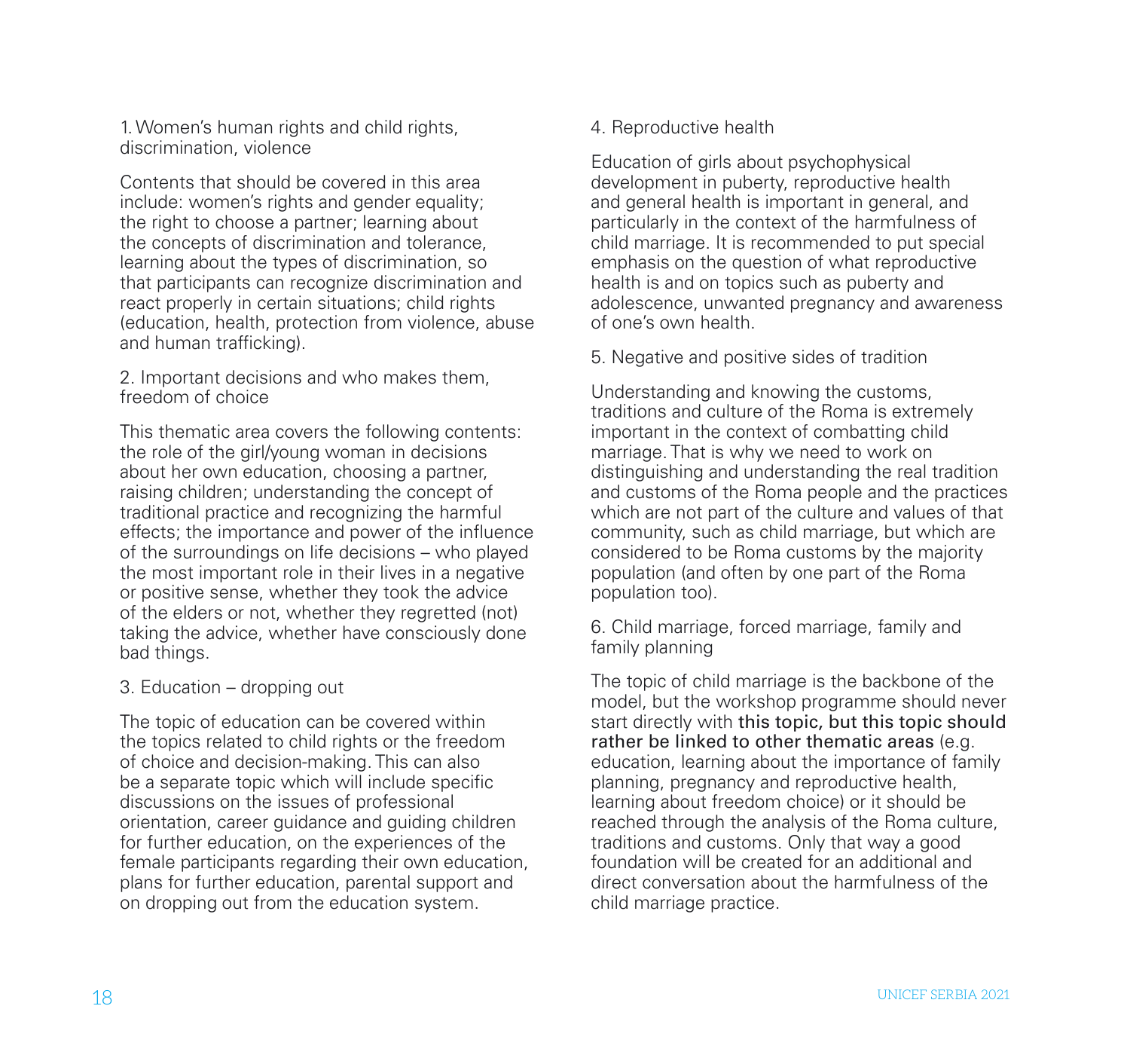1. Women's human rights and child rights, discrimination, violence

Contents that should be covered in this area include: women's rights and gender equality; the right to choose a partner; learning about the concepts of discrimination and tolerance, learning about the types of discrimination, so that participants can recognize discrimination and react properly in certain situations; child rights (education, health, protection from violence, abuse and human trafficking).

2. Important decisions and who makes them, freedom of choice

This thematic area covers the following contents: the role of the girl/young woman in decisions about her own education, choosing a partner, raising children; understanding the concept of traditional practice and recognizing the harmful effects; the importance and power of the influence of the surroundings on life decisions – who played the most important role in their lives in a negative or positive sense, whether they took the advice of the elders or not, whether they regretted (not) taking the advice, whether have consciously done bad things.

3. Education – dropping out

The topic of education can be covered within the topics related to child rights or the freedom of choice and decision-making. This can also be a separate topic which will include specific discussions on the issues of professional orientation, career guidance and guiding children for further education, on the experiences of the female participants regarding their own education, plans for further education, parental support and on dropping out from the education system.

4. Reproductive health

Education of girls about psychophysical development in puberty, reproductive health and general health is important in general, and particularly in the context of the harmfulness of child marriage. It is recommended to put special emphasis on the question of what reproductive health is and on topics such as puberty and adolescence, unwanted pregnancy and awareness of one's own health.

5. Negative and positive sides of tradition

Understanding and knowing the customs, traditions and culture of the Roma is extremely important in the context of combatting child marriage. That is why we need to work on distinguishing and understanding the real tradition and customs of the Roma people and the practices which are not part of the culture and values of that community, such as child marriage, but which are considered to be Roma customs by the majority population (and often by one part of the Roma population too).

6. Child marriage, forced marriage, family and family planning

The topic of child marriage is the backbone of the model, but the workshop programme should never start directly with this topic, but this topic should rather be linked to other thematic areas (e.g. education, learning about the importance of family planning, pregnancy and reproductive health, learning about freedom choice) or it should be reached through the analysis of the Roma culture, traditions and customs. Only that way a good foundation will be created for an additional and direct conversation about the harmfulness of the child marriage practice.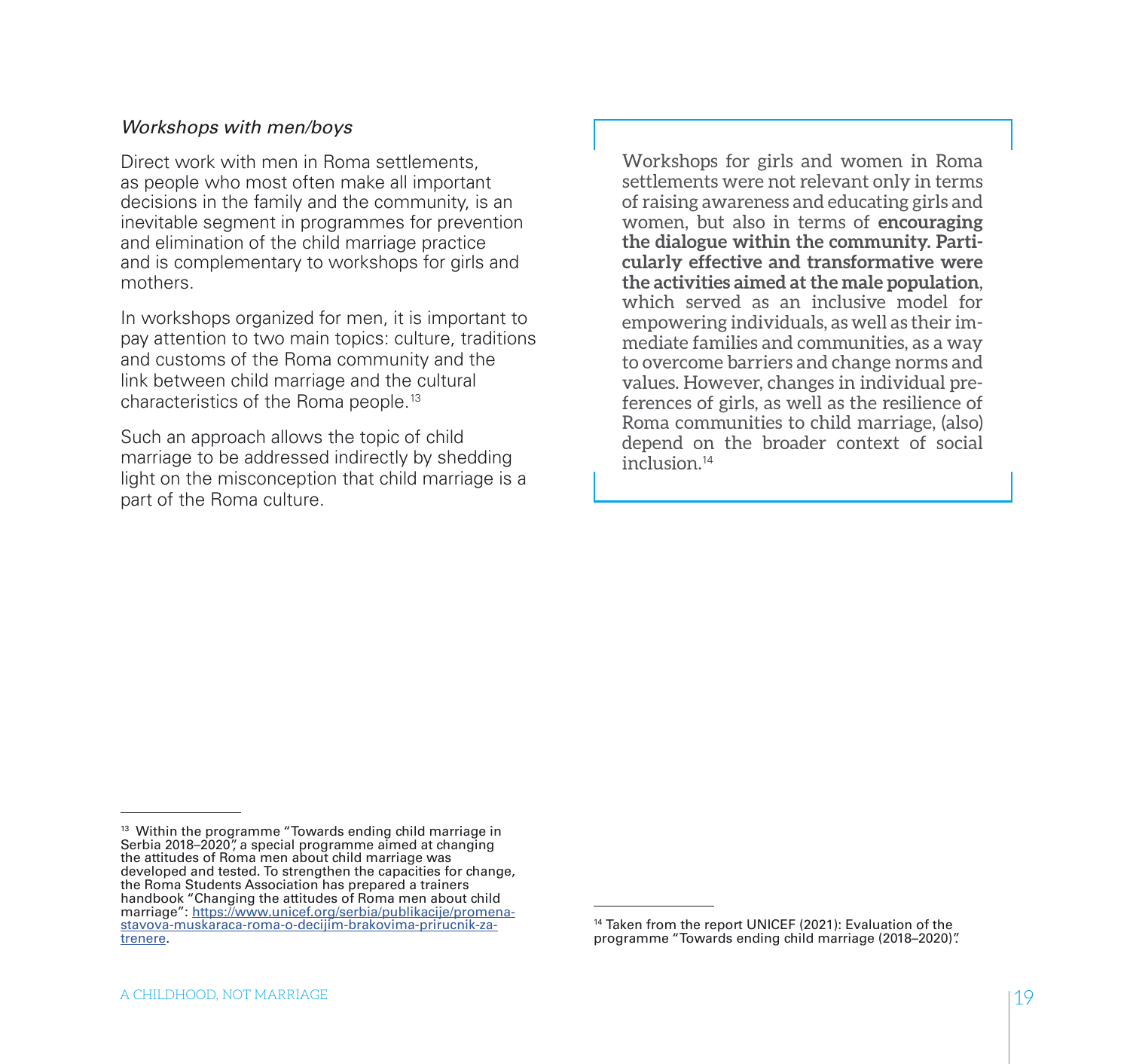*Workshops with men/boys*

Direct work with men in Roma settlements, as people who most often make all important decisions in the family and the community, is an inevitable segment in programmes for prevention and elimination of the child marriage practice and is complementary to workshops for girls and mothers.

In workshops organized for men, it is important to pay attention to two main topics: culture, traditions and customs of the Roma community and the link between child marriage and the cultural characteristics of the Roma people.[13]

Such an approach allows the topic of child marriage to be addressed indirectly by shedding light on the misconception that child marriage is a part of the Roma culture.

> Workshops for girls and women in Roma settlements were not relevant only in terms of raising awareness and educating girls and women, but also in terms of **encouraging the dialogue within the community. Particularly effective and transformative were the activities aimed at the male population**, which served as an inclusive model for empowering individuals, as well as their immediate families and communities, as a way to overcome barriers and change norms and values. However, changes in individual preferences of girls, as well as the resilience of Roma communities to child marriage, (also) depend on the broader context of social inclusion.[14]

---

[13] Within the programme "Towards ending child marriage in Serbia 2018–2020", a special programme aimed at changing the attitudes of Roma men about child marriage was developed and tested. To strengthen the capacities for change, the Roma Students Association has prepared a trainers handbook "Changing the attitudes of Roma men about child marriage": https://www.unicef.org/serbia/publikacije/promena-stavova-muskaraca-roma-o-decijim-brakovima-prirucnik-za-trenere.

[14] Taken from the report UNICEF (2021): Evaluation of the programme "Towards ending child marriage (2018–2020)".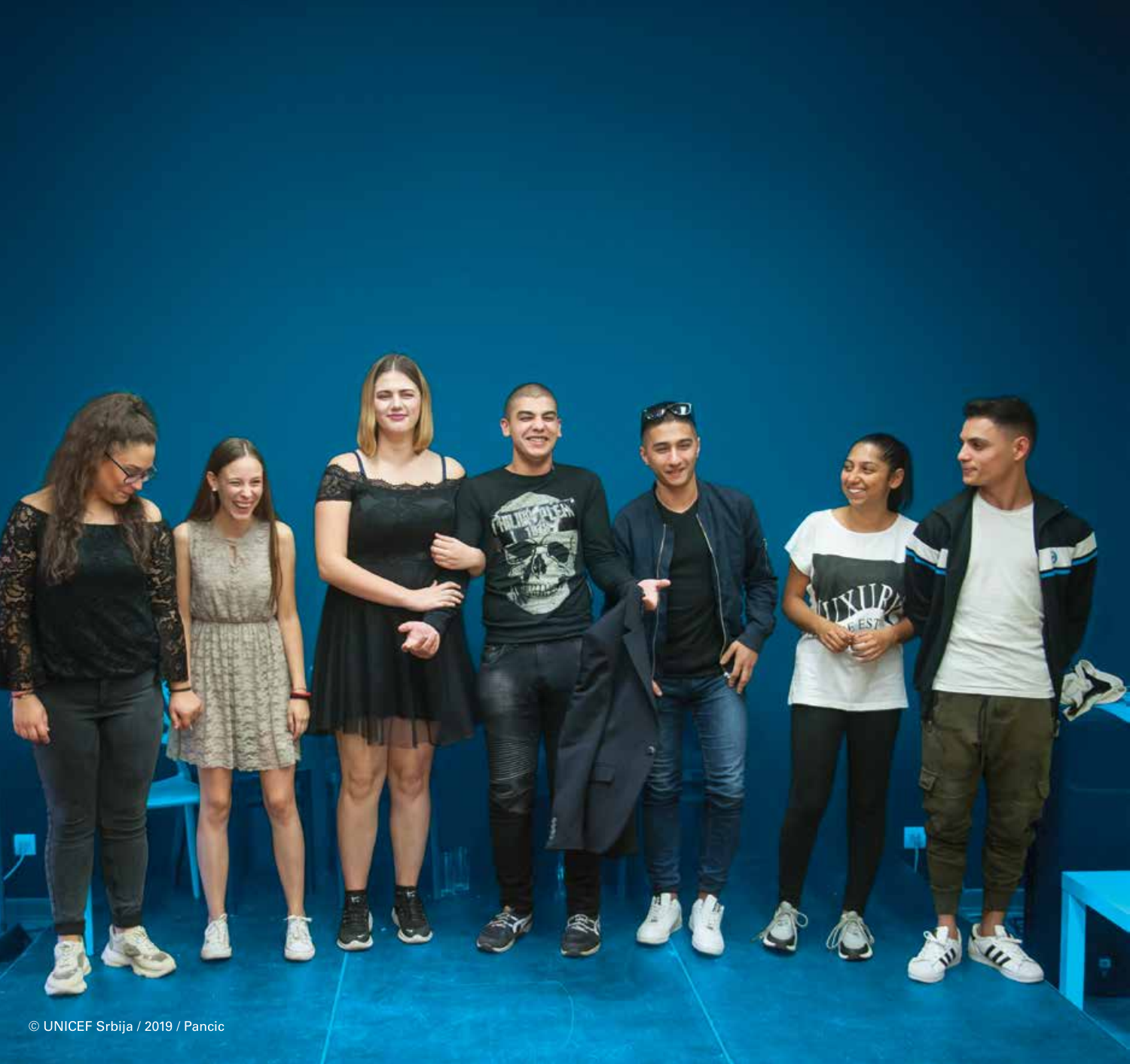© UNICEF Srbija / 2019 / Pancic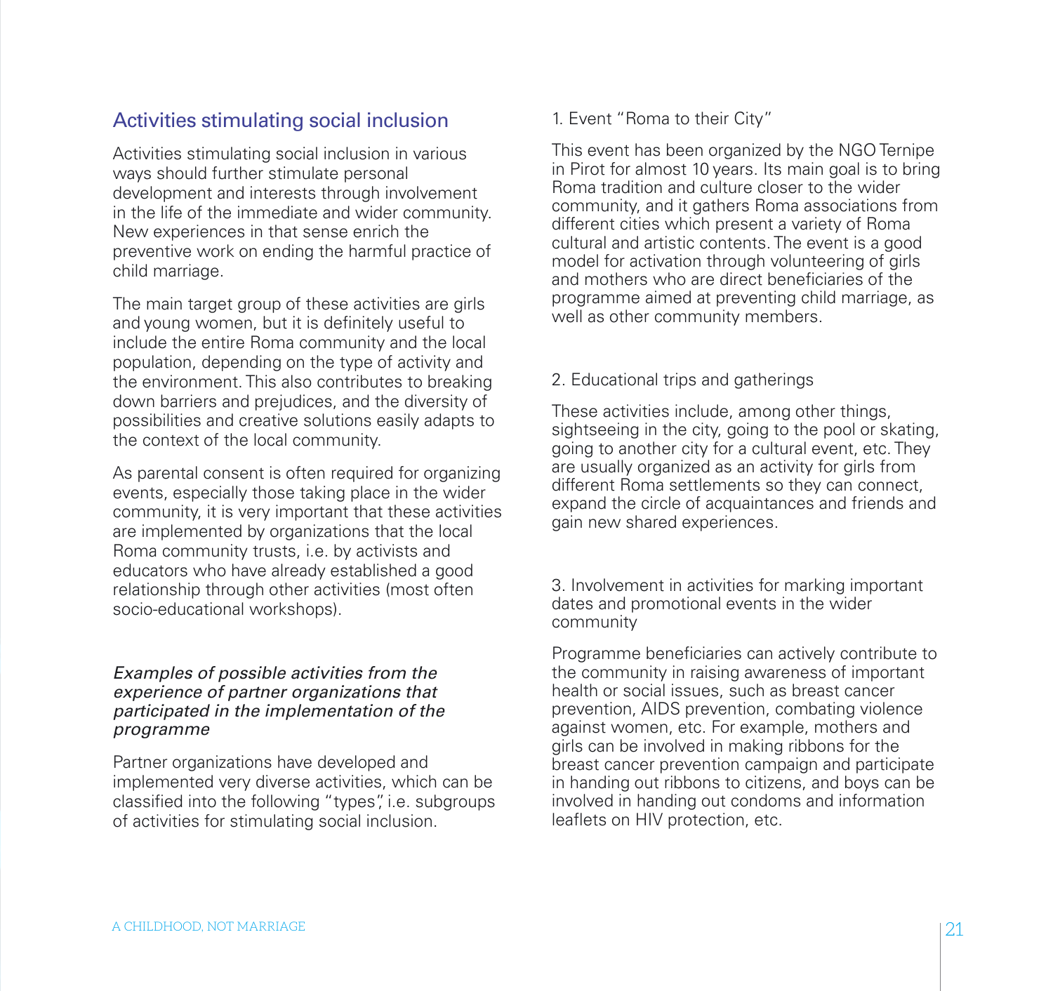## Activities stimulating social inclusion

Activities stimulating social inclusion in various ways should further stimulate personal development and interests through involvement in the life of the immediate and wider community. New experiences in that sense enrich the preventive work on ending the harmful practice of child marriage.

The main target group of these activities are girls and young women, but it is definitely useful to include the entire Roma community and the local population, depending on the type of activity and the environment. This also contributes to breaking down barriers and prejudices, and the diversity of possibilities and creative solutions easily adapts to the context of the local community.

As parental consent is often required for organizing events, especially those taking place in the wider community, it is very important that these activities are implemented by organizations that the local Roma community trusts, i.e. by activists and educators who have already established a good relationship through other activities (most often socio-educational workshops).

*Examples of possible activities from the experience of partner organizations that participated in the implementation of the programme*

Partner organizations have developed and implemented very diverse activities, which can be classified into the following "types", i.e. subgroups of activities for stimulating social inclusion.

1. Event "Roma to their City"

This event has been organized by the NGO Ternipe in Pirot for almost 10 years. Its main goal is to bring Roma tradition and culture closer to the wider community, and it gathers Roma associations from different cities which present a variety of Roma cultural and artistic contents. The event is a good model for activation through volunteering of girls and mothers who are direct beneficiaries of the programme aimed at preventing child marriage, as well as other community members.

2. Educational trips and gatherings

These activities include, among other things, sightseeing in the city, going to the pool or skating, going to another city for a cultural event, etc. They are usually organized as an activity for girls from different Roma settlements so they can connect, expand the circle of acquaintances and friends and gain new shared experiences.

3. Involvement in activities for marking important dates and promotional events in the wider community

Programme beneficiaries can actively contribute to the community in raising awareness of important health or social issues, such as breast cancer prevention, AIDS prevention, combating violence against women, etc. For example, mothers and girls can be involved in making ribbons for the breast cancer prevention campaign and participate in handing out ribbons to citizens, and boys can be involved in handing out condoms and information leaflets on HIV protection, etc.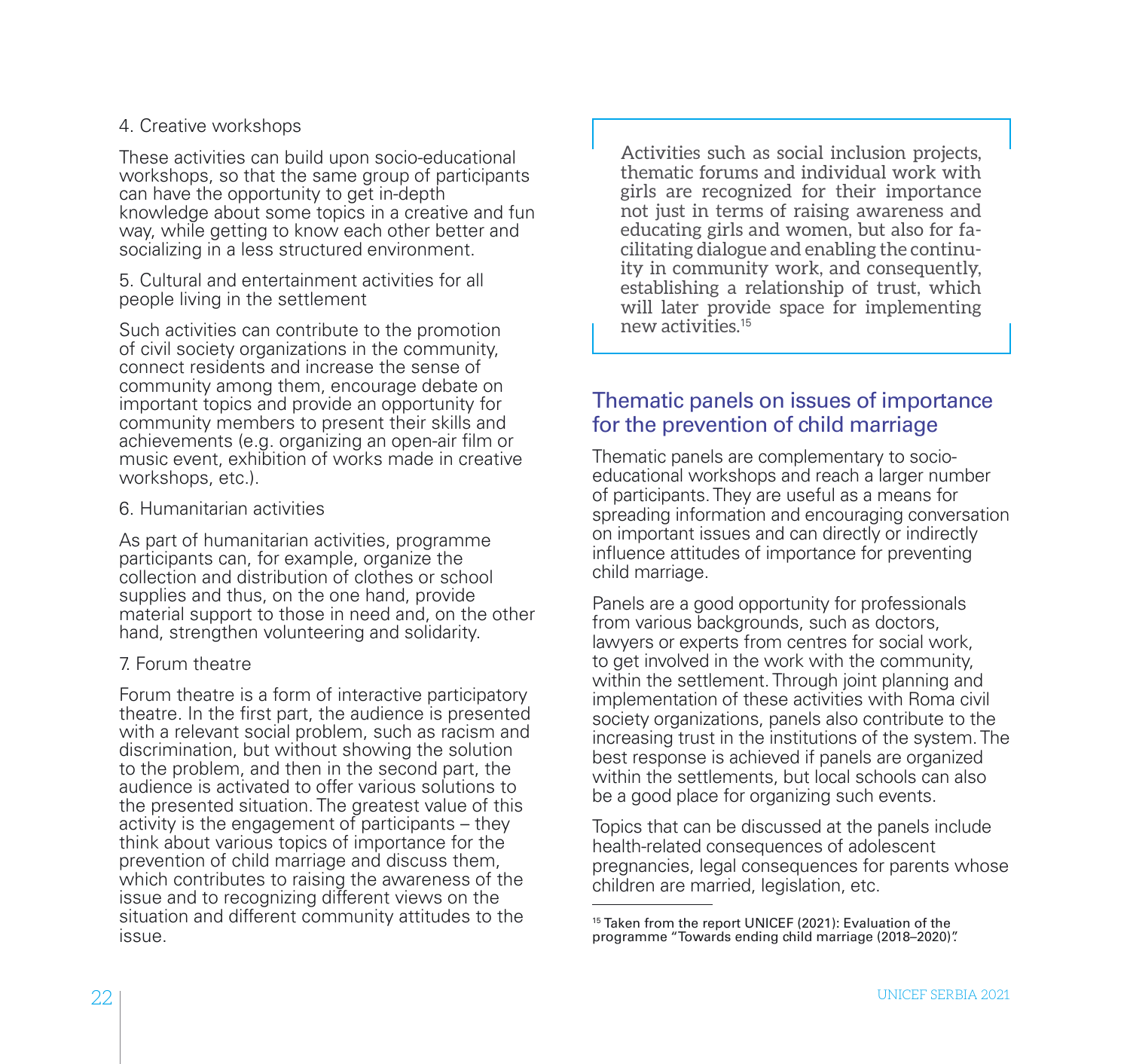4. Creative workshops

These activities can build upon socio-educational workshops, so that the same group of participants can have the opportunity to get in-depth knowledge about some topics in a creative and fun way, while getting to know each other better and socializing in a less structured environment.

5. Cultural and entertainment activities for all people living in the settlement

Such activities can contribute to the promotion of civil society organizations in the community, connect residents and increase the sense of community among them, encourage debate on important topics and provide an opportunity for community members to present their skills and achievements (e.g. organizing an open-air film or music event, exhibition of works made in creative workshops, etc.).

6. Humanitarian activities

As part of humanitarian activities, programme participants can, for example, organize the collection and distribution of clothes or school supplies and thus, on the one hand, provide material support to those in need and, on the other hand, strengthen volunteering and solidarity.

7. Forum theatre

Forum theatre is a form of interactive participatory theatre. In the first part, the audience is presented with a relevant social problem, such as racism and discrimination, but without showing the solution to the problem, and then in the second part, the audience is activated to offer various solutions to the presented situation. The greatest value of this activity is the engagement of participants – they think about various topics of importance for the prevention of child marriage and discuss them, which contributes to raising the awareness of the issue and to recognizing different views on the situation and different community attitudes to the issue.

> Activities such as social inclusion projects, thematic forums and individual work with girls are recognized for their importance not just in terms of raising awareness and educating girls and women, but also for facilitating dialogue and enabling the continuity in community work, and consequently, establishing a relationship of trust, which will later provide space for implementing new activities.[15]

## Thematic panels on issues of importance for the prevention of child marriage

Thematic panels are complementary to socio-educational workshops and reach a larger number of participants. They are useful as a means for spreading information and encouraging conversation on important issues and can directly or indirectly influence attitudes of importance for preventing child marriage.

Panels are a good opportunity for professionals from various backgrounds, such as doctors, lawyers or experts from centres for social work, to get involved in the work with the community, within the settlement. Through joint planning and implementation of these activities with Roma civil society organizations, panels also contribute to the increasing trust in the institutions of the system. The best response is achieved if panels are organized within the settlements, but local schools can also be a good place for organizing such events.

Topics that can be discussed at the panels include health-related consequences of adolescent pregnancies, legal consequences for parents whose children are married, legislation, etc.

---

[15] Taken from the report UNICEF (2021): Evaluation of the programme "Towards ending child marriage (2018–2020)".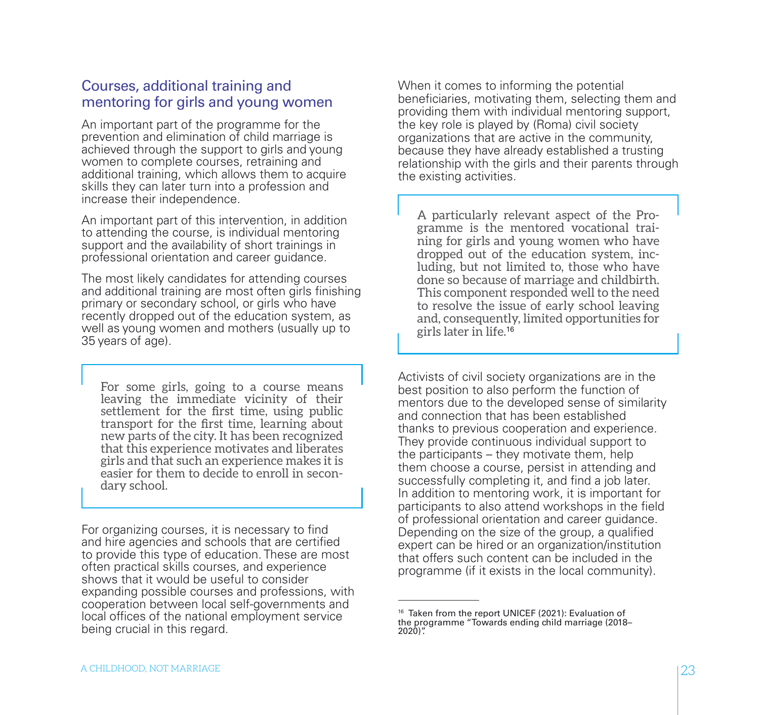## Courses, additional training and mentoring for girls and young women

An important part of the programme for the prevention and elimination of child marriage is achieved through the support to girls and young women to complete courses, retraining and additional training, which allows them to acquire skills they can later turn into a profession and increase their independence.

An important part of this intervention, in addition to attending the course, is individual mentoring support and the availability of short trainings in professional orientation and career guidance.

The most likely candidates for attending courses and additional training are most often girls finishing primary or secondary school, or girls who have recently dropped out of the education system, as well as young women and mothers (usually up to 35 years of age).

> For some girls, going to a course means leaving the immediate vicinity of their settlement for the first time, using public transport for the first time, learning about new parts of the city. It has been recognized that this experience motivates and liberates girls and that such an experience makes it is easier for them to decide to enroll in secondary school.

For organizing courses, it is necessary to find and hire agencies and schools that are certified to provide this type of education. These are most often practical skills courses, and experience shows that it would be useful to consider expanding possible courses and professions, with cooperation between local self-governments and local offices of the national employment service being crucial in this regard.

When it comes to informing the potential beneficiaries, motivating them, selecting them and providing them with individual mentoring support, the key role is played by (Roma) civil society organizations that are active in the community, because they have already established a trusting relationship with the girls and their parents through the existing activities.

> A particularly relevant aspect of the Programme is the mentored vocational training for girls and young women who have dropped out of the education system, including, but not limited to, those who have done so because of marriage and childbirth. This component responded well to the need to resolve the issue of early school leaving and, consequently, limited opportunities for girls later in life.[16]

Activists of civil society organizations are in the best position to also perform the function of mentors due to the developed sense of similarity and connection that has been established thanks to previous cooperation and experience. They provide continuous individual support to the participants – they motivate them, help them choose a course, persist in attending and successfully completing it, and find a job later. In addition to mentoring work, it is important for participants to also attend workshops in the field of professional orientation and career guidance. Depending on the size of the group, a qualified expert can be hired or an organization/institution that offers such content can be included in the programme (if it exists in the local community).

---

[16] Taken from the report UNICEF (2021): Evaluation of the programme "Towards ending child marriage (2018–2020)".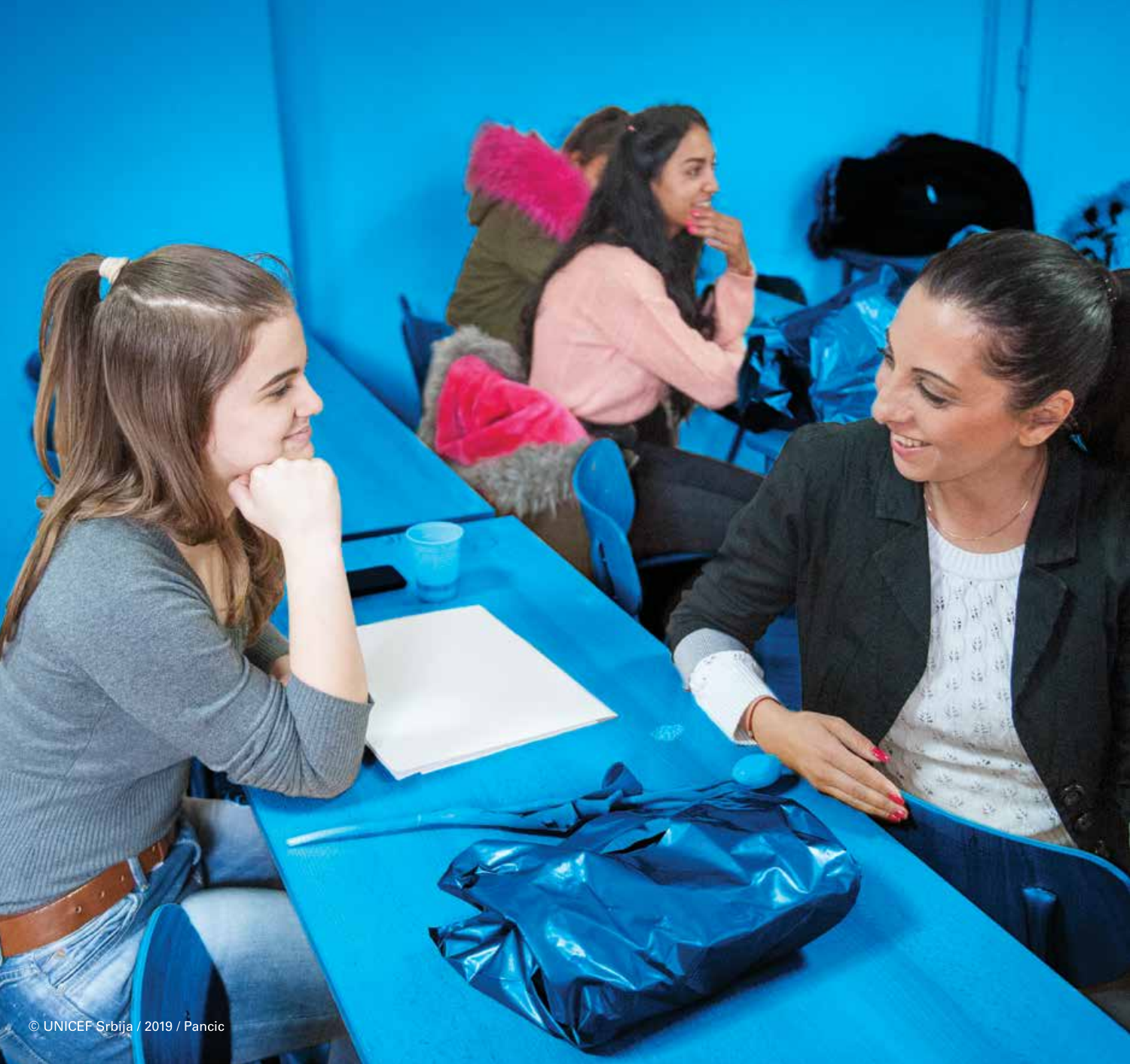© UNICEF Srbija / 2019 / Pancic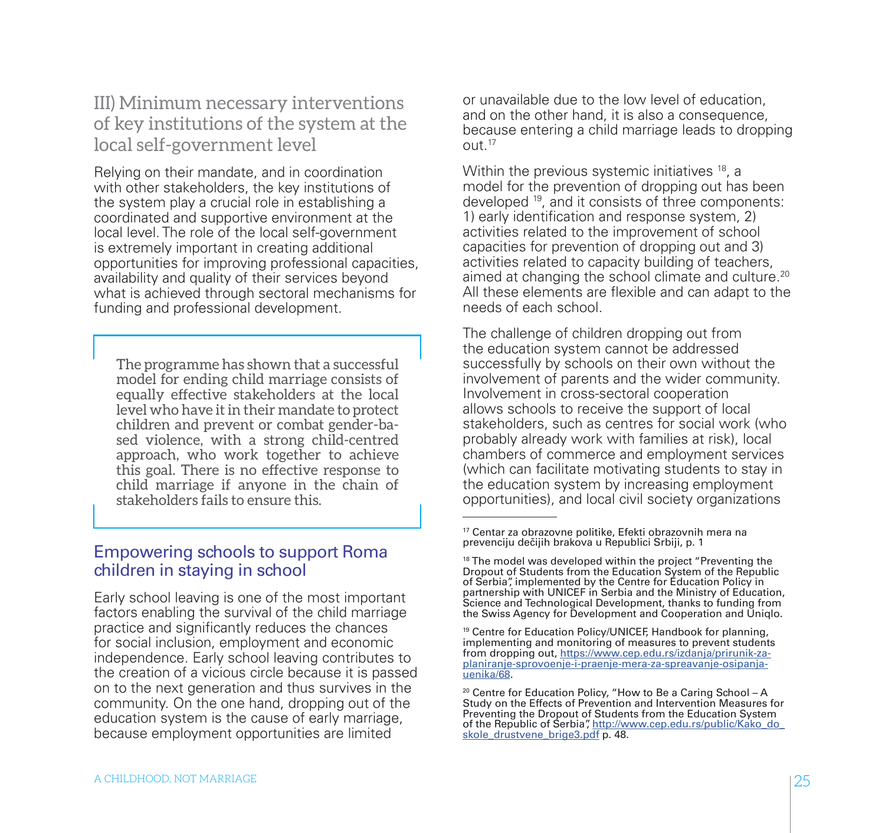## III) Minimum necessary interventions of key institutions of the system at the local self-government level

Relying on their mandate, and in coordination with other stakeholders, the key institutions of the system play a crucial role in establishing a coordinated and supportive environment at the local level. The role of the local self-government is extremely important in creating additional opportunities for improving professional capacities, availability and quality of their services beyond what is achieved through sectoral mechanisms for funding and professional development.

> The programme has shown that a successful model for ending child marriage consists of equally effective stakeholders at the local level who have it in their mandate to protect children and prevent or combat gender-based violence, with a strong child-centred approach, who work together to achieve this goal. There is no effective response to child marriage if anyone in the chain of stakeholders fails to ensure this.

### Empowering schools to support Roma children in staying in school

Early school leaving is one of the most important factors enabling the survival of the child marriage practice and significantly reduces the chances for social inclusion, employment and economic independence. Early school leaving contributes to the creation of a vicious circle because it is passed on to the next generation and thus survives in the community. On the one hand, dropping out of the education system is the cause of early marriage, because employment opportunities are limited or unavailable due to the low level of education, and on the other hand, it is also a consequence, because entering a child marriage leads to dropping out.[17]

Within the previous systemic initiatives [18], a model for the prevention of dropping out has been developed [19], and it consists of three components: 1) early identification and response system, 2) activities related to the improvement of school capacities for prevention of dropping out and 3) activities related to capacity building of teachers, aimed at changing the school climate and culture.[20] All these elements are flexible and can adapt to the needs of each school.

The challenge of children dropping out from the education system cannot be addressed successfully by schools on their own without the involvement of parents and the wider community. Involvement in cross-sectoral cooperation allows schools to receive the support of local stakeholders, such as centres for social work (who probably already work with families at risk), local chambers of commerce and employment services (which can facilitate motivating students to stay in the education system by increasing employment opportunities), and local civil society organizations

---

[17] Centar za obrazovne politike, Efekti obrazovnih mera na prevenciju dečijih brakova u Republici Srbiji, p. 1

[18] The model was developed within the project "Preventing the Dropout of Students from the Education System of the Republic of Serbia", implemented by the Centre for Education Policy in partnership with UNICEF in Serbia and the Ministry of Education, Science and Technological Development, thanks to funding from the Swiss Agency for Development and Cooperation and Uniqlo.

[19] Centre for Education Policy/UNICEF, Handbook for planning, implementing and monitoring of measures to prevent students from dropping out, https://www.cep.edu.rs/izdanja/prirunik-za-planiranje-sprovoenje-i-praenje-mera-za-spreavanje-osipanja-uenika/68.

[20] Centre for Education Policy, "How to Be a Caring School – A Study on the Effects of Prevention and Intervention Measures for Preventing the Dropout of Students from the Education System of the Republic of Serbia", http://www.cep.edu.rs/public/Kako_do_skole_drustvene_brige3.pdf p. 48.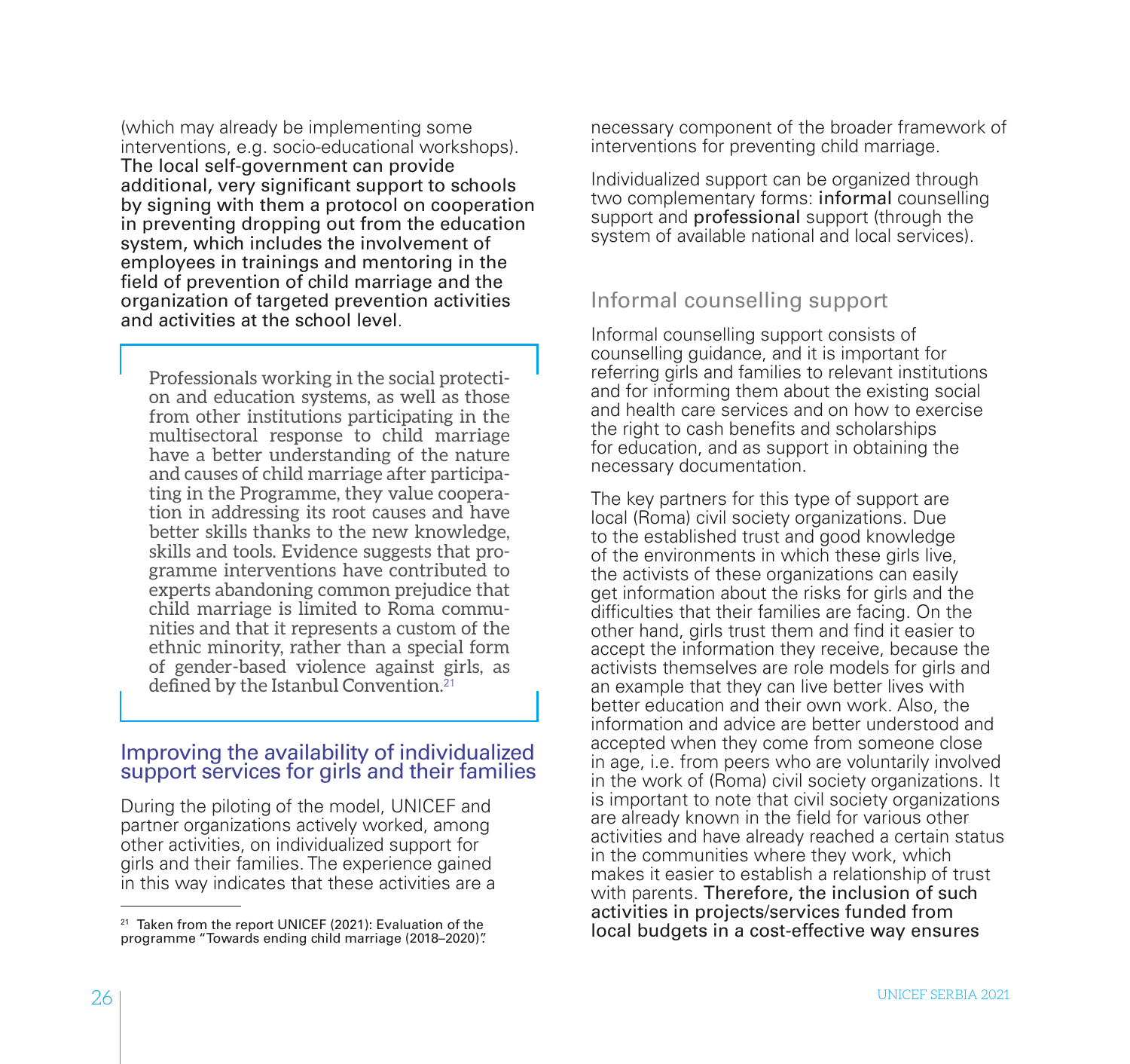(which may already be implementing some interventions, e.g. socio-educational workshops). **The local self-government can provide additional, very significant support to schools by signing with them a protocol on cooperation in preventing dropping out from the education system, which includes the involvement of employees in trainings and mentoring in the field of prevention of child marriage and the organization of targeted prevention activities and activities at the school level**.

> Professionals working in the social protection and education systems, as well as those from other institutions participating in the multisectoral response to child marriage have a better understanding of the nature and causes of child marriage after participating in the Programme, they value cooperation in addressing its root causes and have better skills thanks to the new knowledge, skills and tools. Evidence suggests that programme interventions have contributed to experts abandoning common prejudice that child marriage is limited to Roma communities and that it represents a custom of the ethnic minority, rather than a special form of gender-based violence against girls, as defined by the Istanbul Convention.[21]

## Improving the availability of individualized support services for girls and their families

During the piloting of the model, UNICEF and partner organizations actively worked, among other activities, on individualized support for girls and their families. The experience gained in this way indicates that these activities are a necessary component of the broader framework of interventions for preventing child marriage.

Individualized support can be organized through two complementary forms: **informal** counselling support and **professional** support (through the system of available national and local services).

### Informal counselling support

Informal counselling support consists of counselling guidance, and it is important for referring girls and families to relevant institutions and for informing them about the existing social and health care services and on how to exercise the right to cash benefits and scholarships for education, and as support in obtaining the necessary documentation.

The key partners for this type of support are local (Roma) civil society organizations. Due to the established trust and good knowledge of the environments in which these girls live, the activists of these organizations can easily get information about the risks for girls and the difficulties that their families are facing. On the other hand, girls trust them and find it easier to accept the information they receive, because the activists themselves are role models for girls and an example that they can live better lives with better education and their own work. Also, the information and advice are better understood and accepted when they come from someone close in age, i.e. from peers who are voluntarily involved in the work of (Roma) civil society organizations. It is important to note that civil society organizations are already known in the field for various other activities and have already reached a certain status in the communities where they work, which makes it easier to establish a relationship of trust with parents. **Therefore, the inclusion of such activities in projects/services funded from local budgets in a cost-effective way ensures**

[21] Taken from the report UNICEF (2021): Evaluation of the programme "Towards ending child marriage (2018–2020)".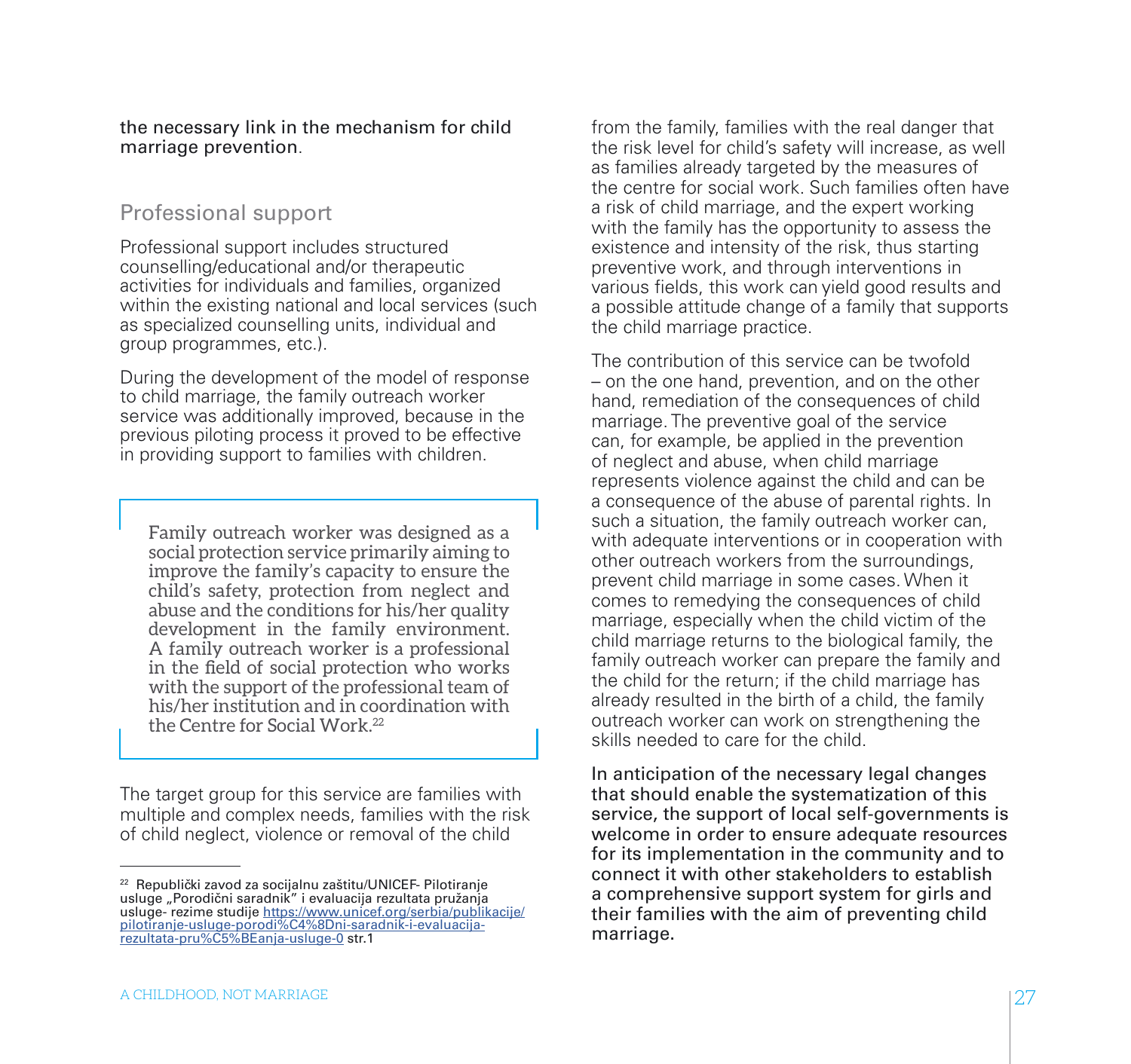the necessary link in the mechanism for child marriage prevention.

## Professional support

Professional support includes structured counselling/educational and/or therapeutic activities for individuals and families, organized within the existing national and local services (such as specialized counselling units, individual and group programmes, etc.).

During the development of the model of response to child marriage, the family outreach worker service was additionally improved, because in the previous piloting process it proved to be effective in providing support to families with children.

> Family outreach worker was designed as a social protection service primarily aiming to improve the family's capacity to ensure the child's safety, protection from neglect and abuse and the conditions for his/her quality development in the family environment. A family outreach worker is a professional in the field of social protection who works with the support of the professional team of his/her institution and in coordination with the Centre for Social Work.[22]

The target group for this service are families with multiple and complex needs, families with the risk of child neglect, violence or removal of the child from the family, families with the real danger that the risk level for child's safety will increase, as well as families already targeted by the measures of the centre for social work. Such families often have a risk of child marriage, and the expert working with the family has the opportunity to assess the existence and intensity of the risk, thus starting preventive work, and through interventions in various fields, this work can yield good results and a possible attitude change of a family that supports the child marriage practice.

The contribution of this service can be twofold – on the one hand, prevention, and on the other hand, remediation of the consequences of child marriage. The preventive goal of the service can, for example, be applied in the prevention of neglect and abuse, when child marriage represents violence against the child and can be a consequence of the abuse of parental rights. In such a situation, the family outreach worker can, with adequate interventions or in cooperation with other outreach workers from the surroundings, prevent child marriage in some cases. When it comes to remedying the consequences of child marriage, especially when the child victim of the child marriage returns to the biological family, the family outreach worker can prepare the family and the child for the return; if the child marriage has already resulted in the birth of a child, the family outreach worker can work on strengthening the skills needed to care for the child.

In anticipation of the necessary legal changes that should enable the systematization of this service, the support of local self-governments is welcome in order to ensure adequate resources for its implementation in the community and to connect it with other stakeholders to establish a comprehensive support system for girls and their families with the aim of preventing child marriage.

---

[22] Republički zavod za socijalnu zaštitu/UNICEF- Pilotiranje usluge „Porodični saradnik" i evaluacija rezultata pružanja usluge- rezime studije https://www.unicef.org/serbia/publikacije/pilotiranje-usluge-porodi%C4%8Dni-saradnik-i-evaluacija-rezultata-pru%C5%BEanja-usluge-0 str.1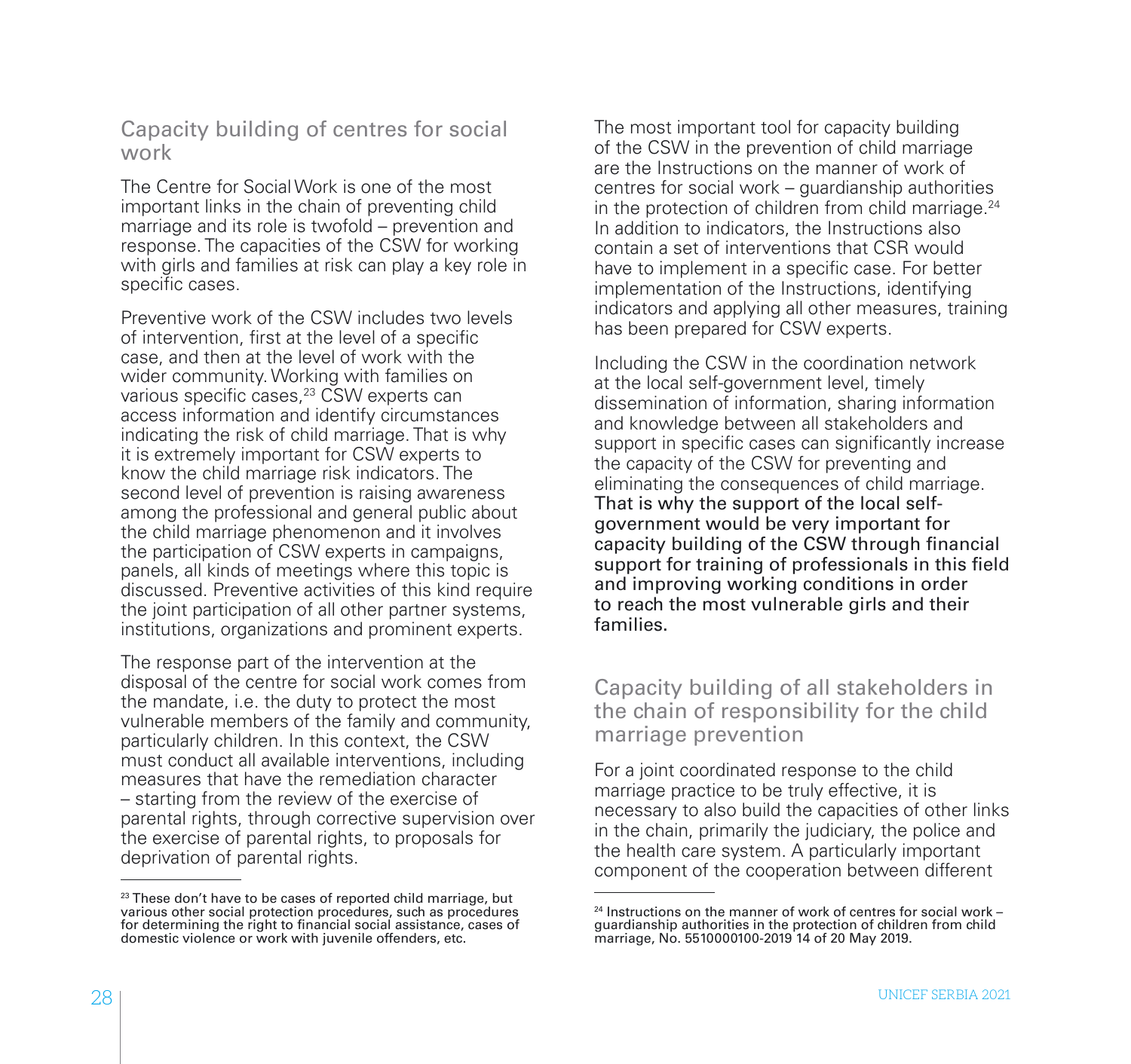## Capacity building of centres for social work

The Centre for Social Work is one of the most important links in the chain of preventing child marriage and its role is twofold – prevention and response. The capacities of the CSW for working with girls and families at risk can play a key role in specific cases.

Preventive work of the CSW includes two levels of intervention, first at the level of a specific case, and then at the level of work with the wider community. Working with families on various specific cases,[23] CSW experts can access information and identify circumstances indicating the risk of child marriage. That is why it is extremely important for CSW experts to know the child marriage risk indicators. The second level of prevention is raising awareness among the professional and general public about the child marriage phenomenon and it involves the participation of CSW experts in campaigns, panels, all kinds of meetings where this topic is discussed. Preventive activities of this kind require the joint participation of all other partner systems, institutions, organizations and prominent experts.

The response part of the intervention at the disposal of the centre for social work comes from the mandate, i.e. the duty to protect the most vulnerable members of the family and community, particularly children. In this context, the CSW must conduct all available interventions, including measures that have the remediation character – starting from the review of the exercise of parental rights, through corrective supervision over the exercise of parental rights, to proposals for deprivation of parental rights.

The most important tool for capacity building of the CSW in the prevention of child marriage are the Instructions on the manner of work of centres for social work – guardianship authorities in the protection of children from child marriage.[24] In addition to indicators, the Instructions also contain a set of interventions that CSR would have to implement in a specific case. For better implementation of the Instructions, identifying indicators and applying all other measures, training has been prepared for CSW experts.

Including the CSW in the coordination network at the local self-government level, timely dissemination of information, sharing information and knowledge between all stakeholders and support in specific cases can significantly increase the capacity of the CSW for preventing and eliminating the consequences of child marriage. **That is why the support of the local self-government would be very important for capacity building of the CSW through financial support for training of professionals in this field and improving working conditions in order to reach the most vulnerable girls and their families.**

## Capacity building of all stakeholders in the chain of responsibility for the child marriage prevention

For a joint coordinated response to the child marriage practice to be truly effective, it is necessary to also build the capacities of other links in the chain, primarily the judiciary, the police and the health care system. A particularly important component of the cooperation between different

---

[23] These don't have to be cases of reported child marriage, but various other social protection procedures, such as procedures for determining the right to financial social assistance, cases of domestic violence or work with juvenile offenders, etc.

[24] Instructions on the manner of work of centres for social work – guardianship authorities in the protection of children from child marriage, No. 5510000100-2019 14 of 20 May 2019.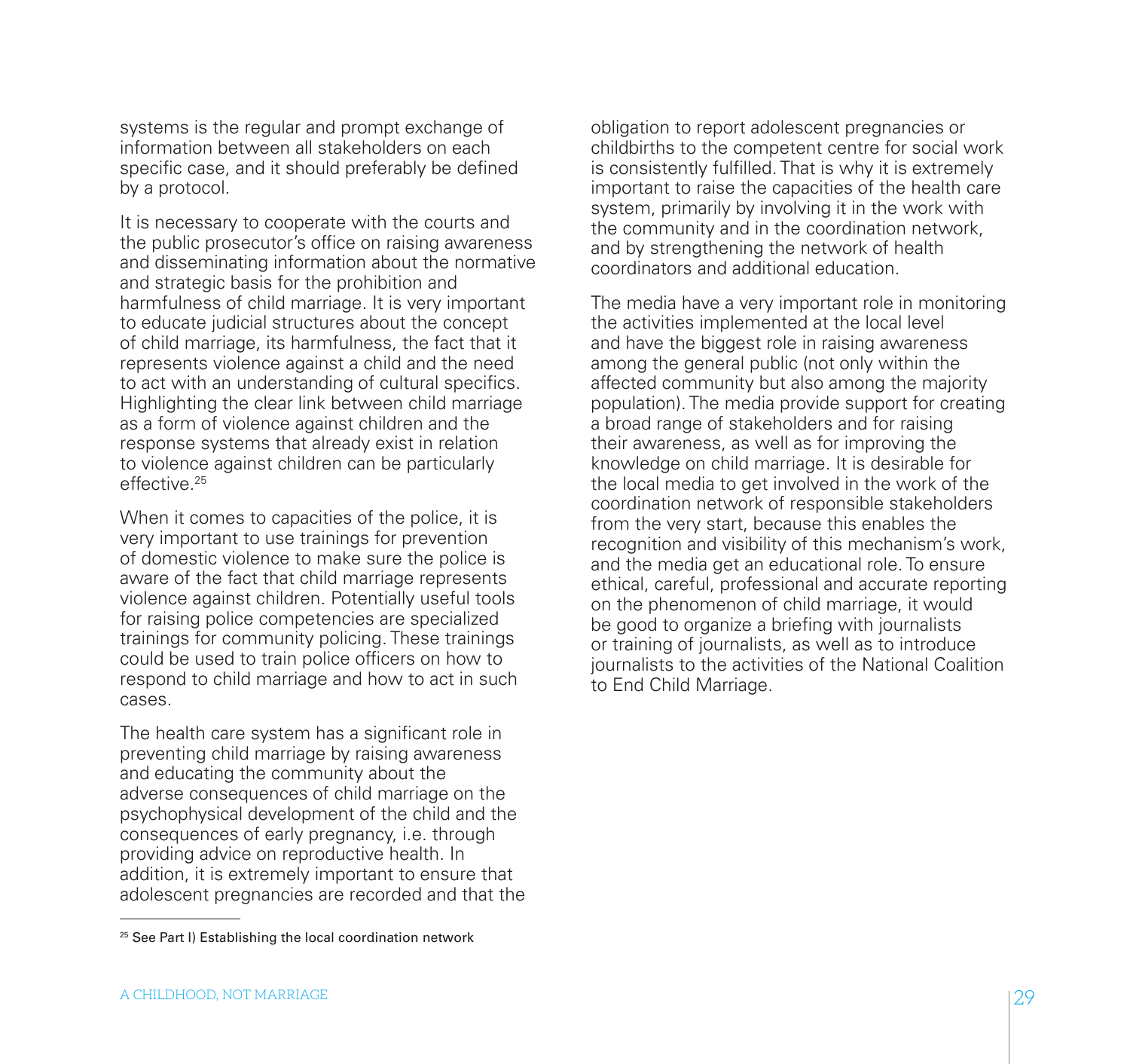systems is the regular and prompt exchange of information between all stakeholders on each specific case, and it should preferably be defined by a protocol.

It is necessary to cooperate with the courts and the public prosecutor's office on raising awareness and disseminating information about the normative and strategic basis for the prohibition and harmfulness of child marriage. It is very important to educate judicial structures about the concept of child marriage, its harmfulness, the fact that it represents violence against a child and the need to act with an understanding of cultural specifics. Highlighting the clear link between child marriage as a form of violence against children and the response systems that already exist in relation to violence against children can be particularly effective.[25]

When it comes to capacities of the police, it is very important to use trainings for prevention of domestic violence to make sure the police is aware of the fact that child marriage represents violence against children. Potentially useful tools for raising police competencies are specialized trainings for community policing. These trainings could be used to train police officers on how to respond to child marriage and how to act in such cases.

The health care system has a significant role in preventing child marriage by raising awareness and educating the community about the adverse consequences of child marriage on the psychophysical development of the child and the consequences of early pregnancy, i.e. through providing advice on reproductive health. In addition, it is extremely important to ensure that adolescent pregnancies are recorded and that the obligation to report adolescent pregnancies or childbirths to the competent centre for social work is consistently fulfilled. That is why it is extremely important to raise the capacities of the health care system, primarily by involving it in the work with the community and in the coordination network, and by strengthening the network of health coordinators and additional education.

The media have a very important role in monitoring the activities implemented at the local level and have the biggest role in raising awareness among the general public (not only within the affected community but also among the majority population). The media provide support for creating a broad range of stakeholders and for raising their awareness, as well as for improving the knowledge on child marriage. It is desirable for the local media to get involved in the work of the coordination network of responsible stakeholders from the very start, because this enables the recognition and visibility of this mechanism's work, and the media get an educational role. To ensure ethical, careful, professional and accurate reporting on the phenomenon of child marriage, it would be good to organize a briefing with journalists or training of journalists, as well as to introduce journalists to the activities of the National Coalition to End Child Marriage.

---

[25] See Part I) Establishing the local coordination network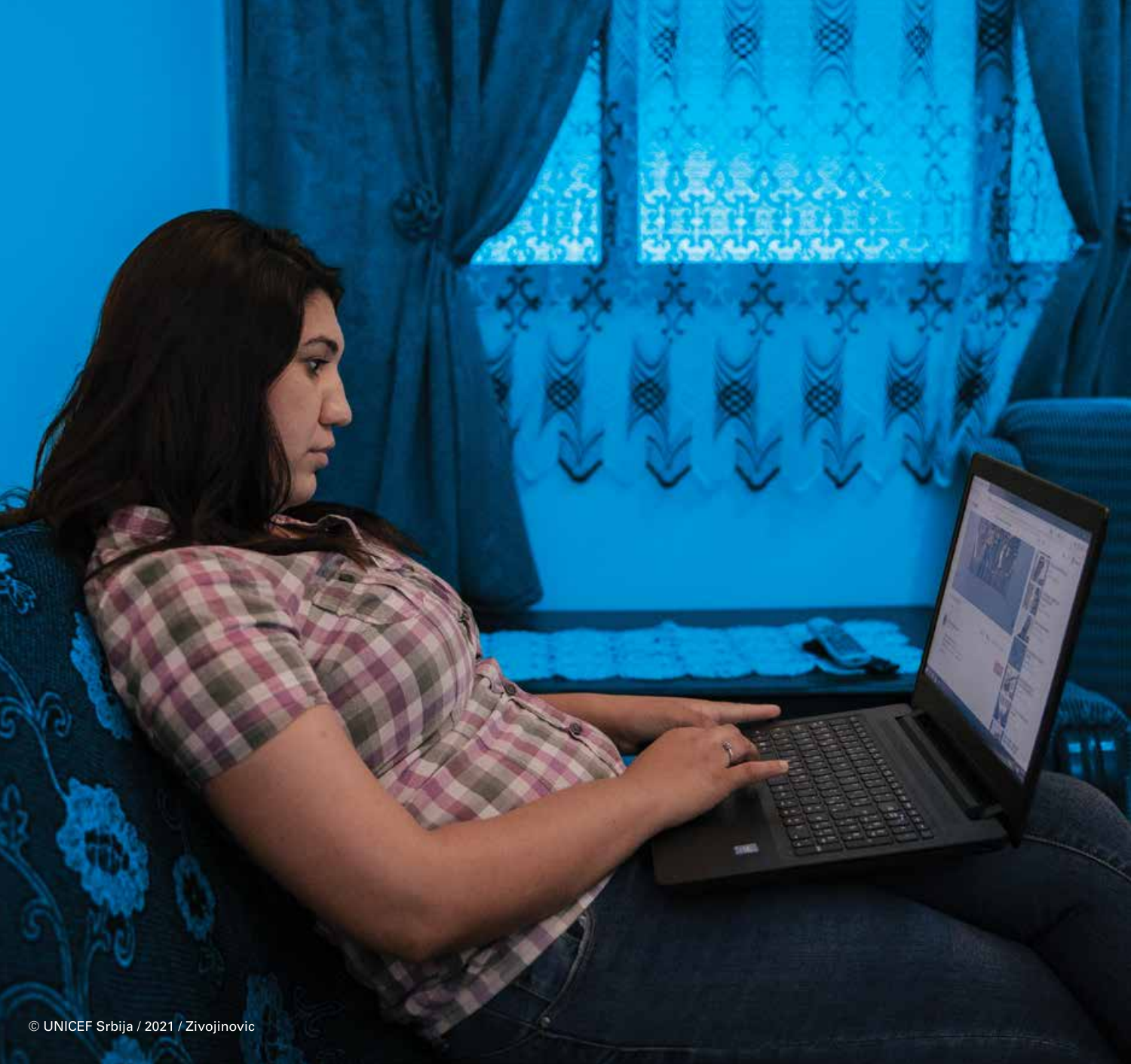© UNICEF Srbija / 2021 / Zivojinovic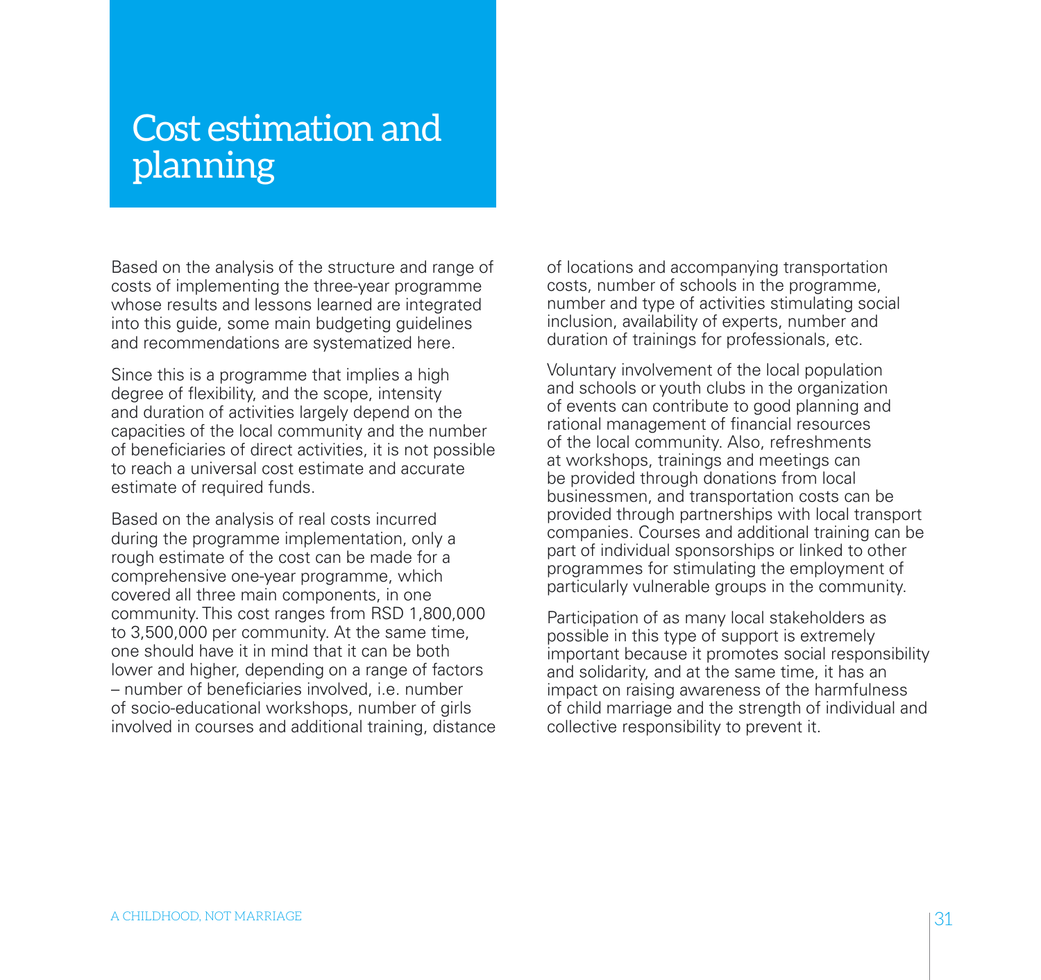# Cost estimation and planning

Based on the analysis of the structure and range of costs of implementing the three-year programme whose results and lessons learned are integrated into this guide, some main budgeting guidelines and recommendations are systematized here.

Since this is a programme that implies a high degree of flexibility, and the scope, intensity and duration of activities largely depend on the capacities of the local community and the number of beneficiaries of direct activities, it is not possible to reach a universal cost estimate and accurate estimate of required funds.

Based on the analysis of real costs incurred during the programme implementation, only a rough estimate of the cost can be made for a comprehensive one-year programme, which covered all three main components, in one community. This cost ranges from RSD 1,800,000 to 3,500,000 per community. At the same time, one should have it in mind that it can be both lower and higher, depending on a range of factors – number of beneficiaries involved, i.e. number of socio-educational workshops, number of girls involved in courses and additional training, distance of locations and accompanying transportation costs, number of schools in the programme, number and type of activities stimulating social inclusion, availability of experts, number and duration of trainings for professionals, etc.

Voluntary involvement of the local population and schools or youth clubs in the organization of events can contribute to good planning and rational management of financial resources of the local community. Also, refreshments at workshops, trainings and meetings can be provided through donations from local businessmen, and transportation costs can be provided through partnerships with local transport companies. Courses and additional training can be part of individual sponsorships or linked to other programmes for stimulating the employment of particularly vulnerable groups in the community.

Participation of as many local stakeholders as possible in this type of support is extremely important because it promotes social responsibility and solidarity, and at the same time, it has an impact on raising awareness of the harmfulness of child marriage and the strength of individual and collective responsibility to prevent it.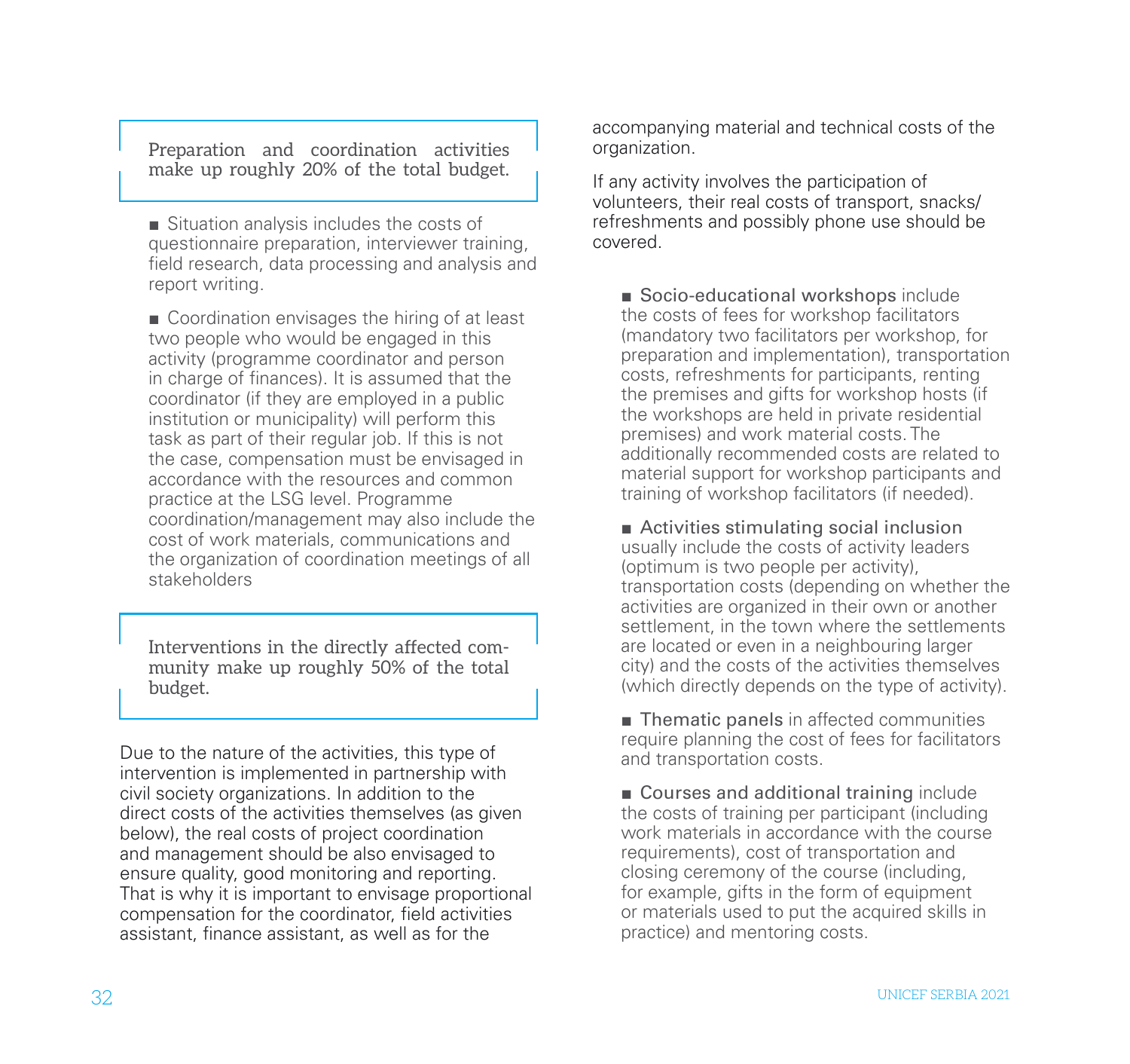> Preparation and coordination activities make up roughly 20% of the total budget.

- Situation analysis includes the costs of questionnaire preparation, interviewer training, field research, data processing and analysis and report writing.

- Coordination envisages the hiring of at least two people who would be engaged in this activity (programme coordinator and person in charge of finances). It is assumed that the coordinator (if they are employed in a public institution or municipality) will perform this task as part of their regular job. If this is not the case, compensation must be envisaged in accordance with the resources and common practice at the LSG level. Programme coordination/management may also include the cost of work materials, communications and the organization of coordination meetings of all stakeholders

> Interventions in the directly affected community make up roughly 50% of the total budget.

Due to the nature of the activities, this type of intervention is implemented in partnership with civil society organizations. In addition to the direct costs of the activities themselves (as given below), the real costs of project coordination and management should be also envisaged to ensure quality, good monitoring and reporting. That is why it is important to envisage proportional compensation for the coordinator, field activities assistant, finance assistant, as well as for the accompanying material and technical costs of the organization.

If any activity involves the participation of volunteers, their real costs of transport, snacks/refreshments and possibly phone use should be covered.

- **Socio-educational workshops** include the costs of fees for workshop facilitators (mandatory two facilitators per workshop, for preparation and implementation), transportation costs, refreshments for participants, renting the premises and gifts for workshop hosts (if the workshops are held in private residential premises) and work material costs. The additionally recommended costs are related to material support for workshop participants and training of workshop facilitators (if needed).

- **Activities stimulating social inclusion** usually include the costs of activity leaders (optimum is two people per activity), transportation costs (depending on whether the activities are organized in their own or another settlement, in the town where the settlements are located or even in a neighbouring larger city) and the costs of the activities themselves (which directly depends on the type of activity).

- **Thematic panels** in affected communities require planning the cost of fees for facilitators and transportation costs.

- **Courses and additional training** include the costs of training per participant (including work materials in accordance with the course requirements), cost of transportation and closing ceremony of the course (including, for example, gifts in the form of equipment or materials used to put the acquired skills in practice) and mentoring costs.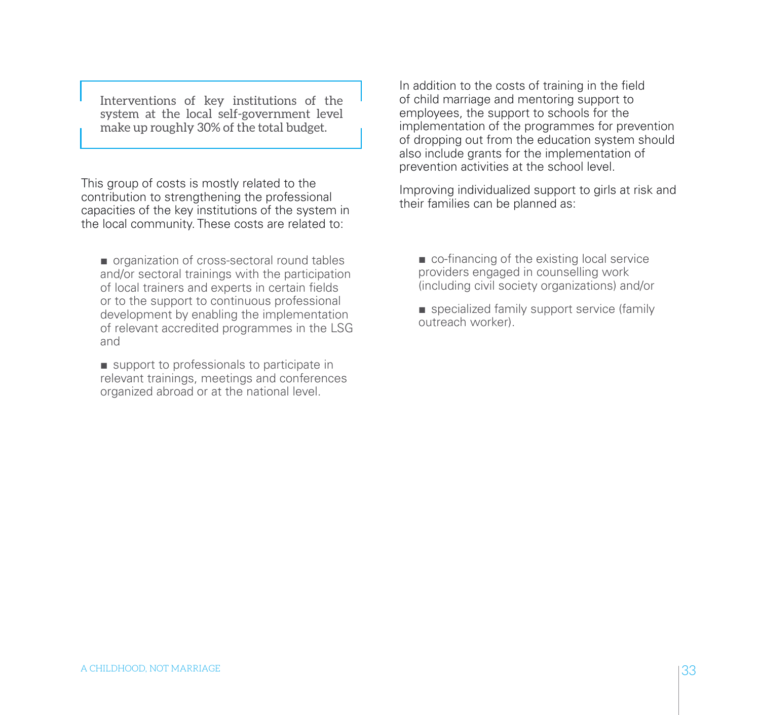> Interventions of key institutions of the system at the local self-government level make up roughly 30% of the total budget.

This group of costs is mostly related to the contribution to strengthening the professional capacities of the key institutions of the system in the local community. These costs are related to:

- organization of cross-sectoral round tables and/or sectoral trainings with the participation of local trainers and experts in certain fields or to the support to continuous professional development by enabling the implementation of relevant accredited programmes in the LSG and
- support to professionals to participate in relevant trainings, meetings and conferences organized abroad or at the national level.

In addition to the costs of training in the field of child marriage and mentoring support to employees, the support to schools for the implementation of the programmes for prevention of dropping out from the education system should also include grants for the implementation of prevention activities at the school level.

Improving individualized support to girls at risk and their families can be planned as:

- co-financing of the existing local service providers engaged in counselling work (including civil society organizations) and/or
- specialized family support service (family outreach worker).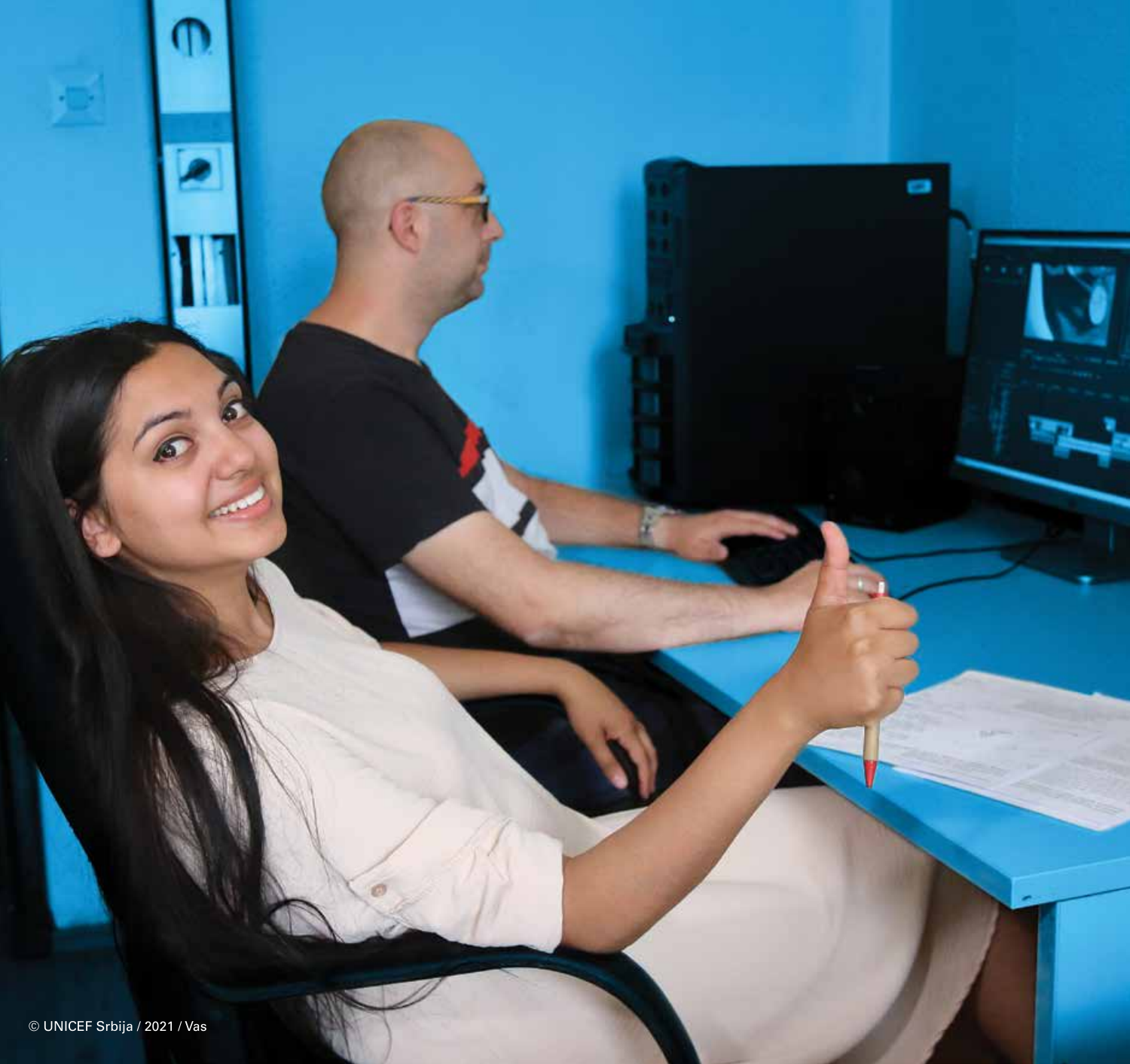© UNICEF Srbija / 2021 / Vas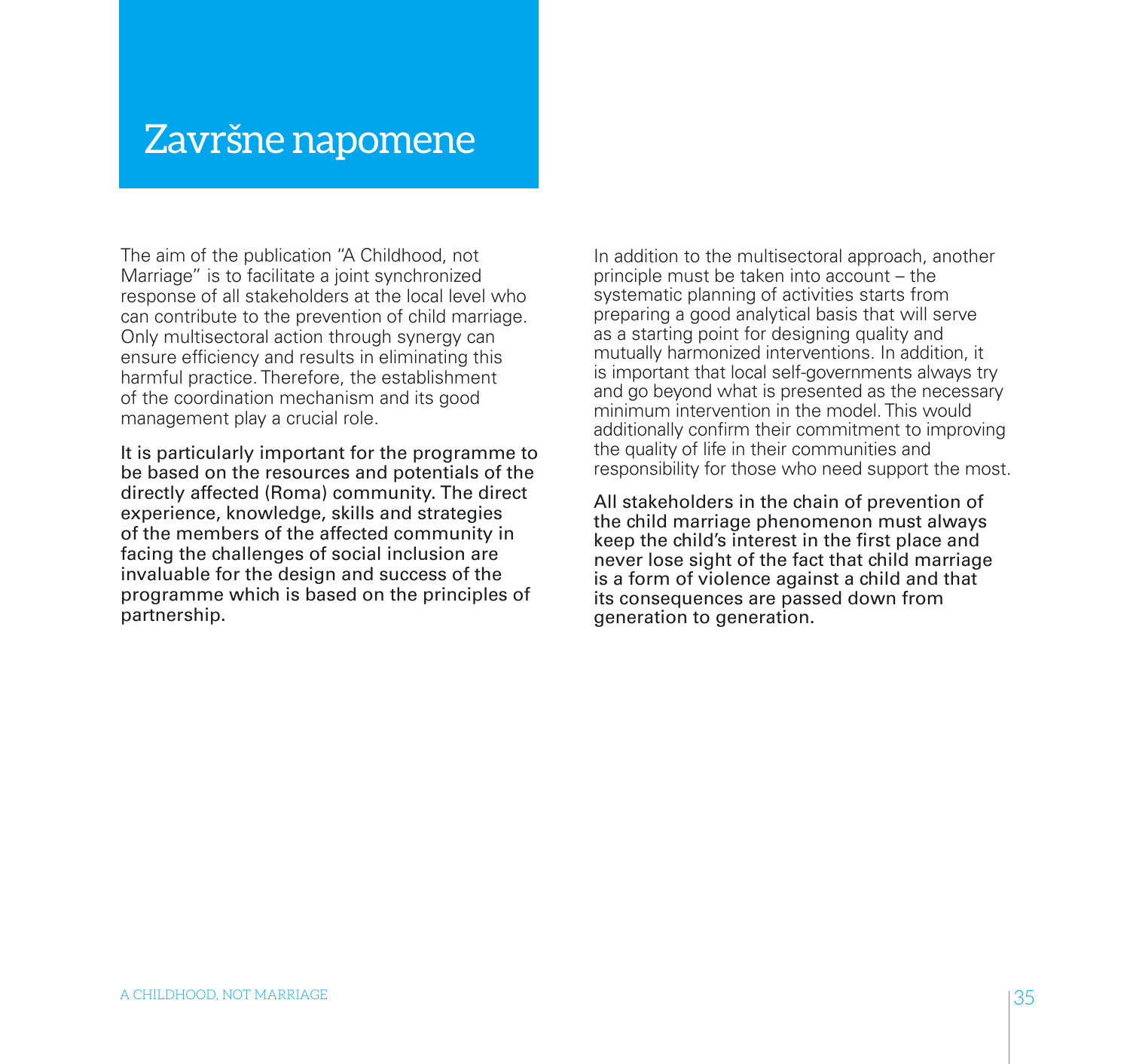# Završne napomene

The aim of the publication "A Childhood, not Marriage" is to facilitate a joint synchronized response of all stakeholders at the local level who can contribute to the prevention of child marriage. Only multisectoral action through synergy can ensure efficiency and results in eliminating this harmful practice. Therefore, the establishment of the coordination mechanism and its good management play a crucial role.

It is particularly important for the programme to be based on the resources and potentials of the directly affected (Roma) community. The direct experience, knowledge, skills and strategies of the members of the affected community in facing the challenges of social inclusion are invaluable for the design and success of the programme which is based on the principles of partnership.

In addition to the multisectoral approach, another principle must be taken into account – the systematic planning of activities starts from preparing a good analytical basis that will serve as a starting point for designing quality and mutually harmonized interventions. In addition, it is important that local self-governments always try and go beyond what is presented as the necessary minimum intervention in the model. This would additionally confirm their commitment to improving the quality of life in their communities and responsibility for those who need support the most.

All stakeholders in the chain of prevention of the child marriage phenomenon must always keep the child's interest in the first place and never lose sight of the fact that child marriage is a form of violence against a child and that its consequences are passed down from generation to generation.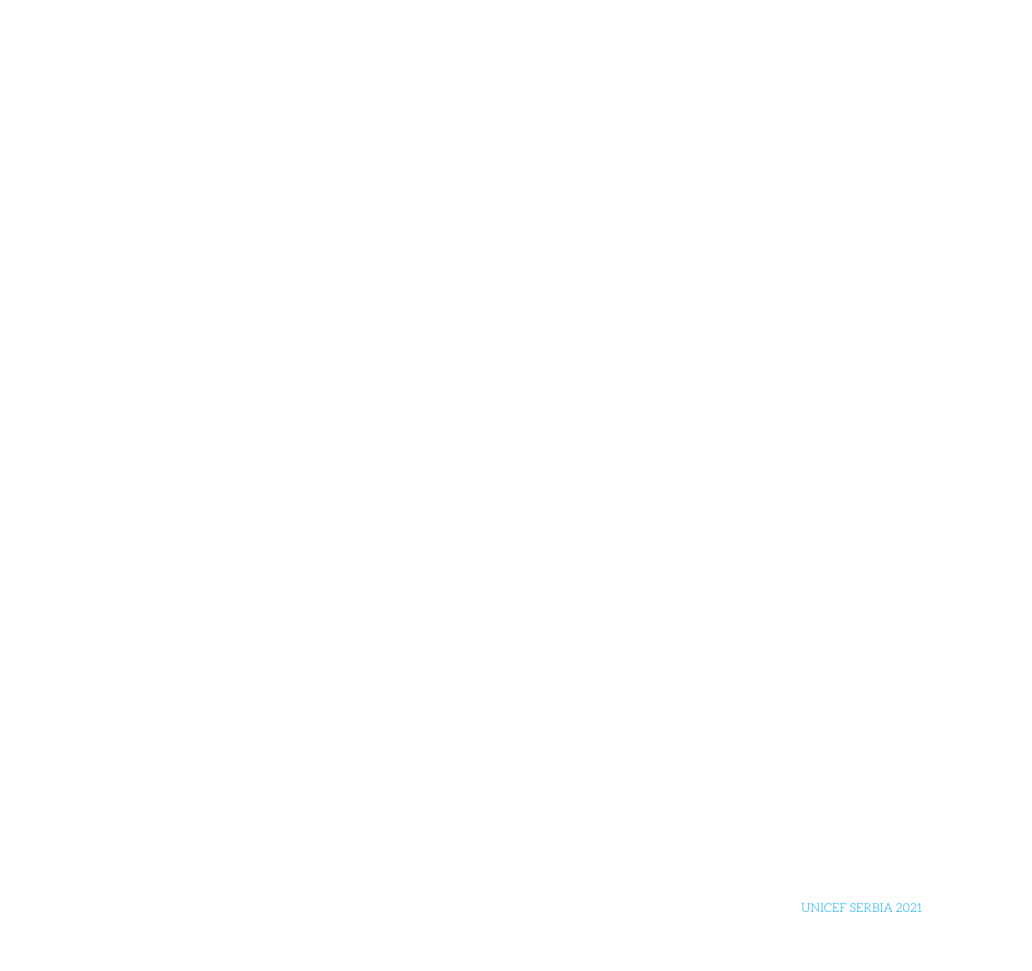UNICEF SERBIA 2021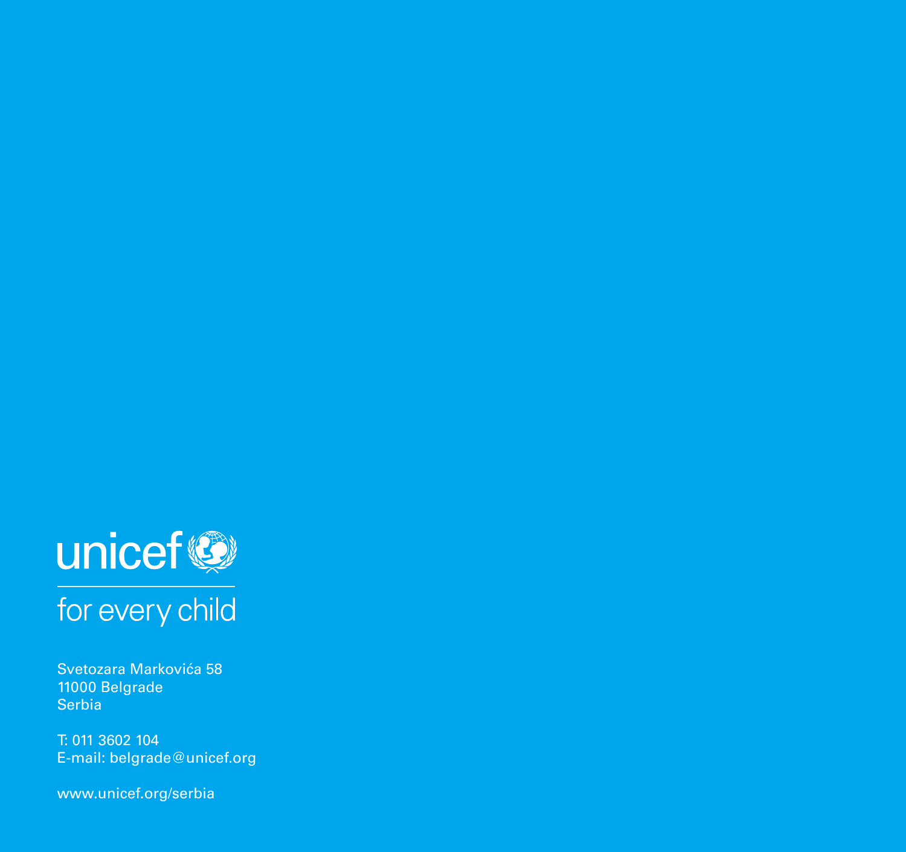unicef

for every child

Svetozara Markovića 58
11000 Belgrade
Serbia

T: 011 3602 104
E-mail: belgrade@unicef.org

www.unicef.org/serbia